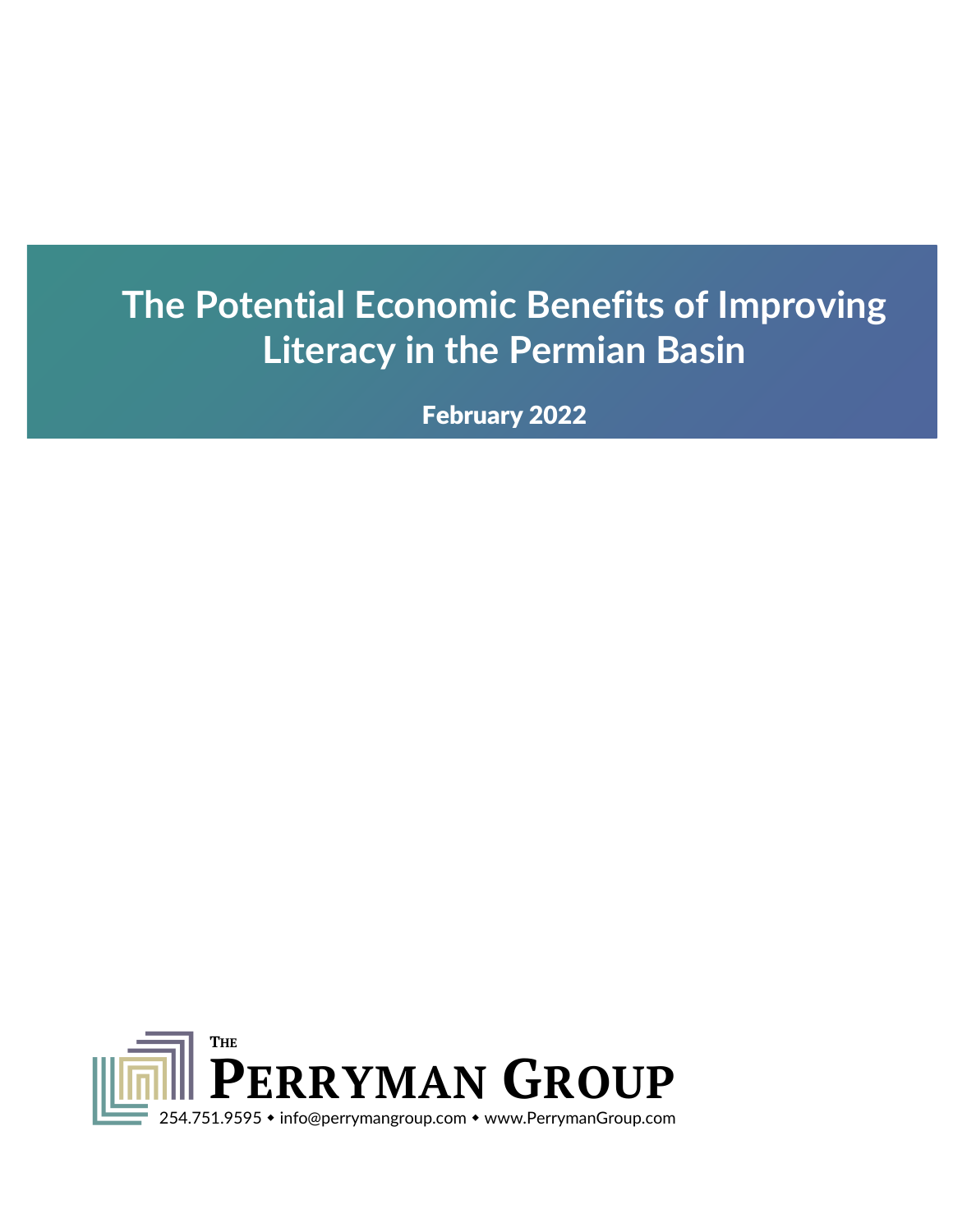# The Potential Economic Benefits of Improving Literacy in the Permian Basin

February 2022

THE PERRYMAN GROUP

254.751.9595 • info@perrymangroup.com • www.PerrymanGroup.com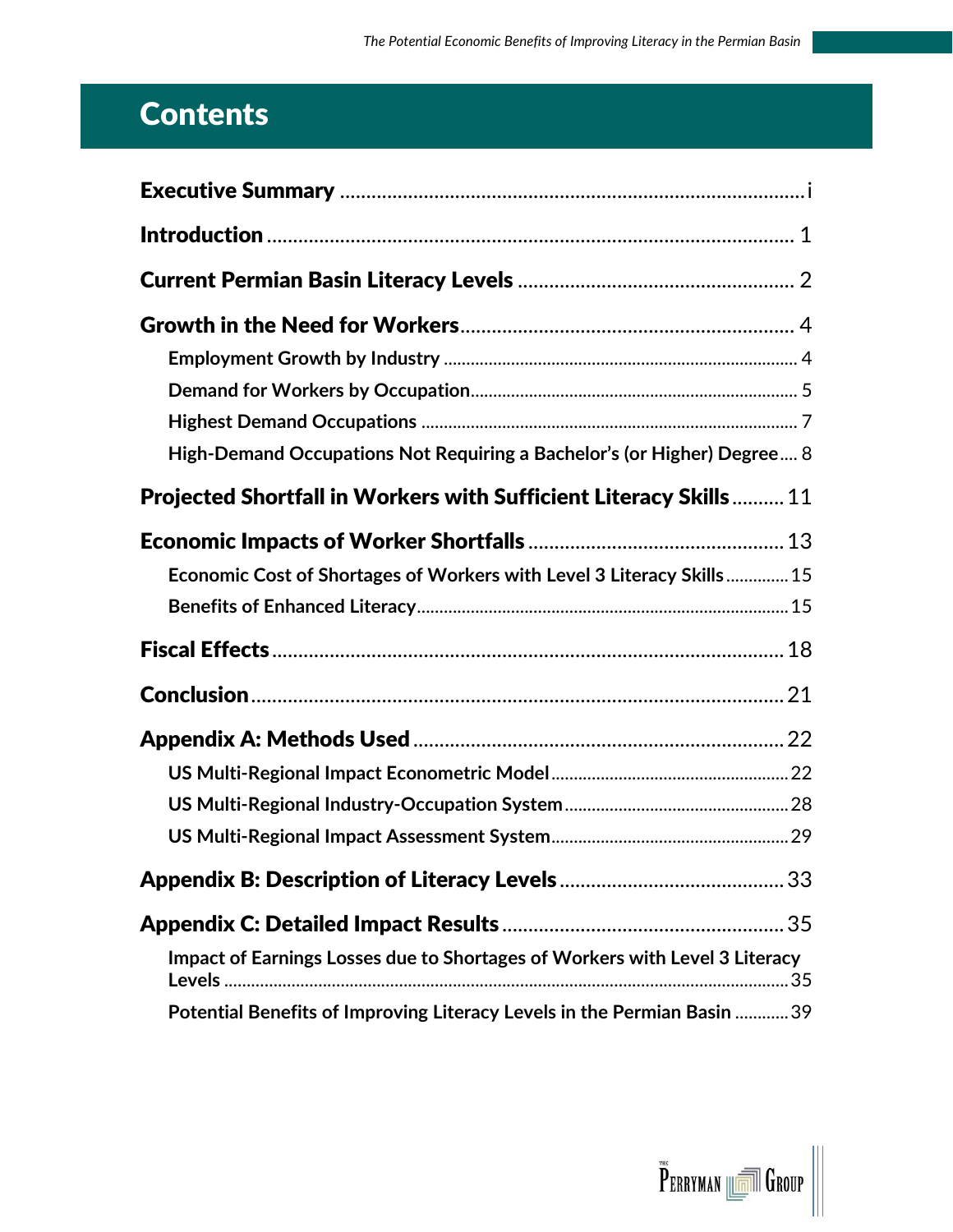# Contents

**Executive Summary** ........................................................................................ i

**Introduction** ........................................................................................ 1

**Current Permian Basin Literacy Levels** ........................................................ 2

**Growth in the Need for Workers** ........................................................ 4

- **Employment Growth by Industry** ........................................................ 4
- **Demand for Workers by Occupation** ........................................................ 5
- **Highest Demand Occupations** ........................................................ 7
- **High-Demand Occupations Not Requiring a Bachelor's (or Higher) Degree** .... 8

**Projected Shortfall in Workers with Sufficient Literacy Skills** .......... 11

**Economic Impacts of Worker Shortfalls** ........................................................ 13

- **Economic Cost of Shortages of Workers with Level 3 Literacy Skills** ............. 15
- **Benefits of Enhanced Literacy** ........................................................ 15

**Fiscal Effects** ........................................................................................ 18

**Conclusion** ........................................................................................ 21

**Appendix A: Methods Used** ........................................................ 22

- **US Multi-Regional Impact Econometric Model** ........................................................ 22
- **US Multi-Regional Industry-Occupation System** ........................................................ 28
- **US Multi-Regional Impact Assessment System** ........................................................ 29

**Appendix B: Description of Literacy Levels** ........................................................ 33

**Appendix C: Detailed Impact Results** ........................................................ 35

- **Impact of Earnings Losses due to Shortages of Workers with Level 3 Literacy Levels** ........................................................ 35
- **Potential Benefits of Improving Literacy Levels in the Permian Basin** ............ 39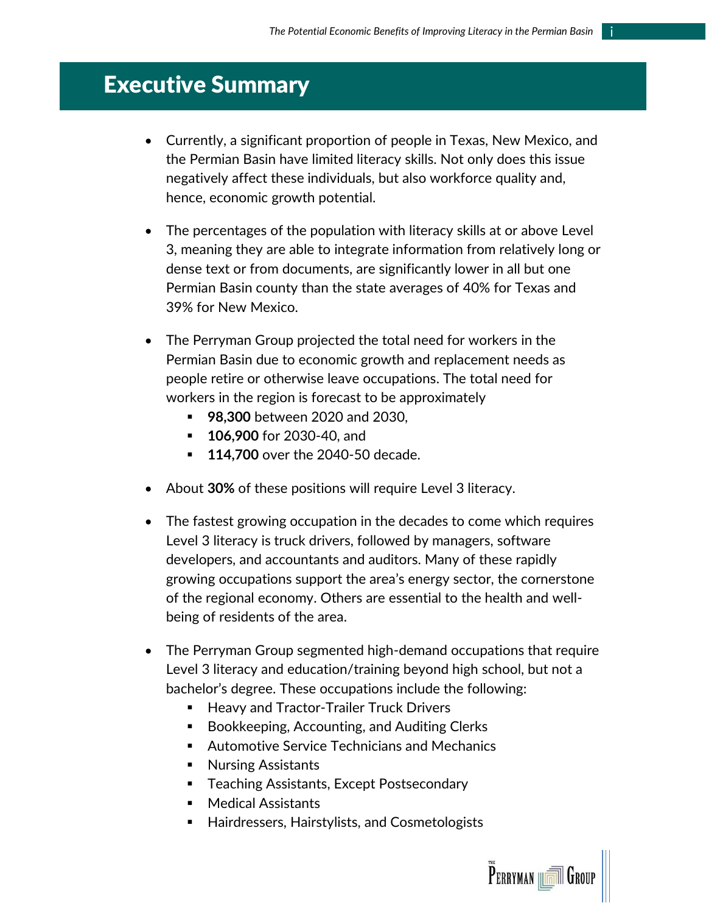# Executive Summary

- Currently, a significant proportion of people in Texas, New Mexico, and the Permian Basin have limited literacy skills. Not only does this issue negatively affect these individuals, but also workforce quality and, hence, economic growth potential.

- The percentages of the population with literacy skills at or above Level 3, meaning they are able to integrate information from relatively long or dense text or from documents, are significantly lower in all but one Permian Basin county than the state averages of 40% for Texas and 39% for New Mexico.

- The Perryman Group projected the total need for workers in the Permian Basin due to economic growth and replacement needs as people retire or otherwise leave occupations. The total need for workers in the region is forecast to be approximately
  - **98,300** between 2020 and 2030,
  - **106,900** for 2030-40, and
  - **114,700** over the 2040-50 decade.

- About **30%** of these positions will require Level 3 literacy.

- The fastest growing occupation in the decades to come which requires Level 3 literacy is truck drivers, followed by managers, software developers, and accountants and auditors. Many of these rapidly growing occupations support the area's energy sector, the cornerstone of the regional economy. Others are essential to the health and well-being of residents of the area.

- The Perryman Group segmented high-demand occupations that require Level 3 literacy and education/training beyond high school, but not a bachelor's degree. These occupations include the following:
  - Heavy and Tractor-Trailer Truck Drivers
  - Bookkeeping, Accounting, and Auditing Clerks
  - Automotive Service Technicians and Mechanics
  - Nursing Assistants
  - Teaching Assistants, Except Postsecondary
  - Medical Assistants
  - Hairdressers, Hairstylists, and Cosmetologists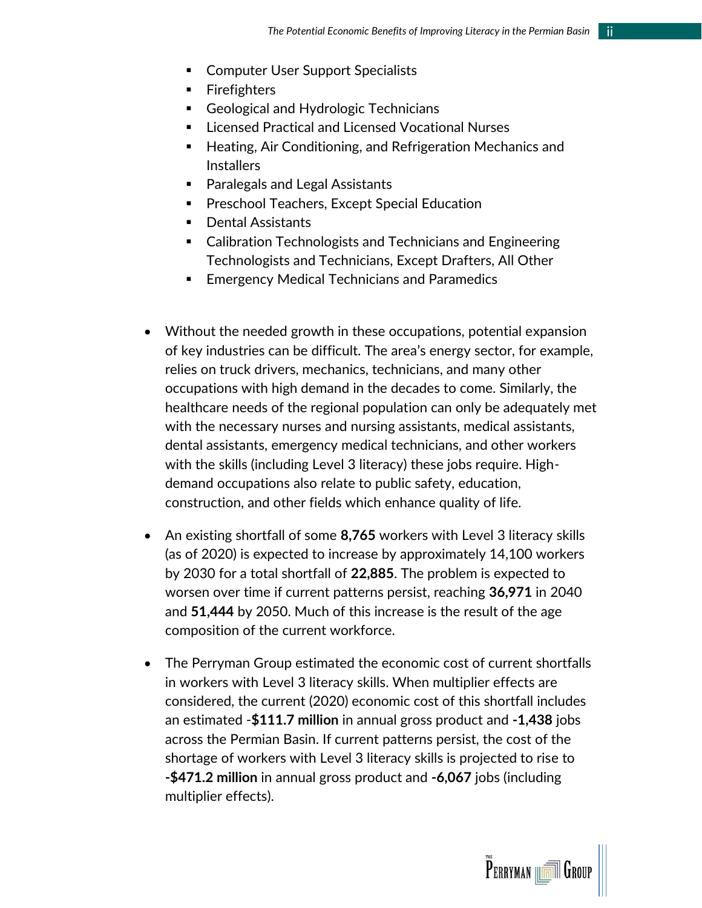- Computer User Support Specialists
  - Firefighters
  - Geological and Hydrologic Technicians
  - Licensed Practical and Licensed Vocational Nurses
  - Heating, Air Conditioning, and Refrigeration Mechanics and Installers
  - Paralegals and Legal Assistants
  - Preschool Teachers, Except Special Education
  - Dental Assistants
  - Calibration Technologists and Technicians and Engineering Technologists and Technicians, Except Drafters, All Other
  - Emergency Medical Technicians and Paramedics

- Without the needed growth in these occupations, potential expansion of key industries can be difficult. The area's energy sector, for example, relies on truck drivers, mechanics, technicians, and many other occupations with high demand in the decades to come. Similarly, the healthcare needs of the regional population can only be adequately met with the necessary nurses and nursing assistants, medical assistants, dental assistants, emergency medical technicians, and other workers with the skills (including Level 3 literacy) these jobs require. High-demand occupations also relate to public safety, education, construction, and other fields which enhance quality of life.

- An existing shortfall of some **8,765** workers with Level 3 literacy skills (as of 2020) is expected to increase by approximately 14,100 workers by 2030 for a total shortfall of **22,885**. The problem is expected to worsen over time if current patterns persist, reaching **36,971** in 2040 and **51,444** by 2050. Much of this increase is the result of the age composition of the current workforce.

- The Perryman Group estimated the economic cost of current shortfalls in workers with Level 3 literacy skills. When multiplier effects are considered, the current (2020) economic cost of this shortfall includes an estimated -**$111.7 million** in annual gross product and **-1,438** jobs across the Permian Basin. If current patterns persist, the cost of the shortage of workers with Level 3 literacy skills is projected to rise to **-$471.2 million** in annual gross product and **-6,067** jobs (including multiplier effects).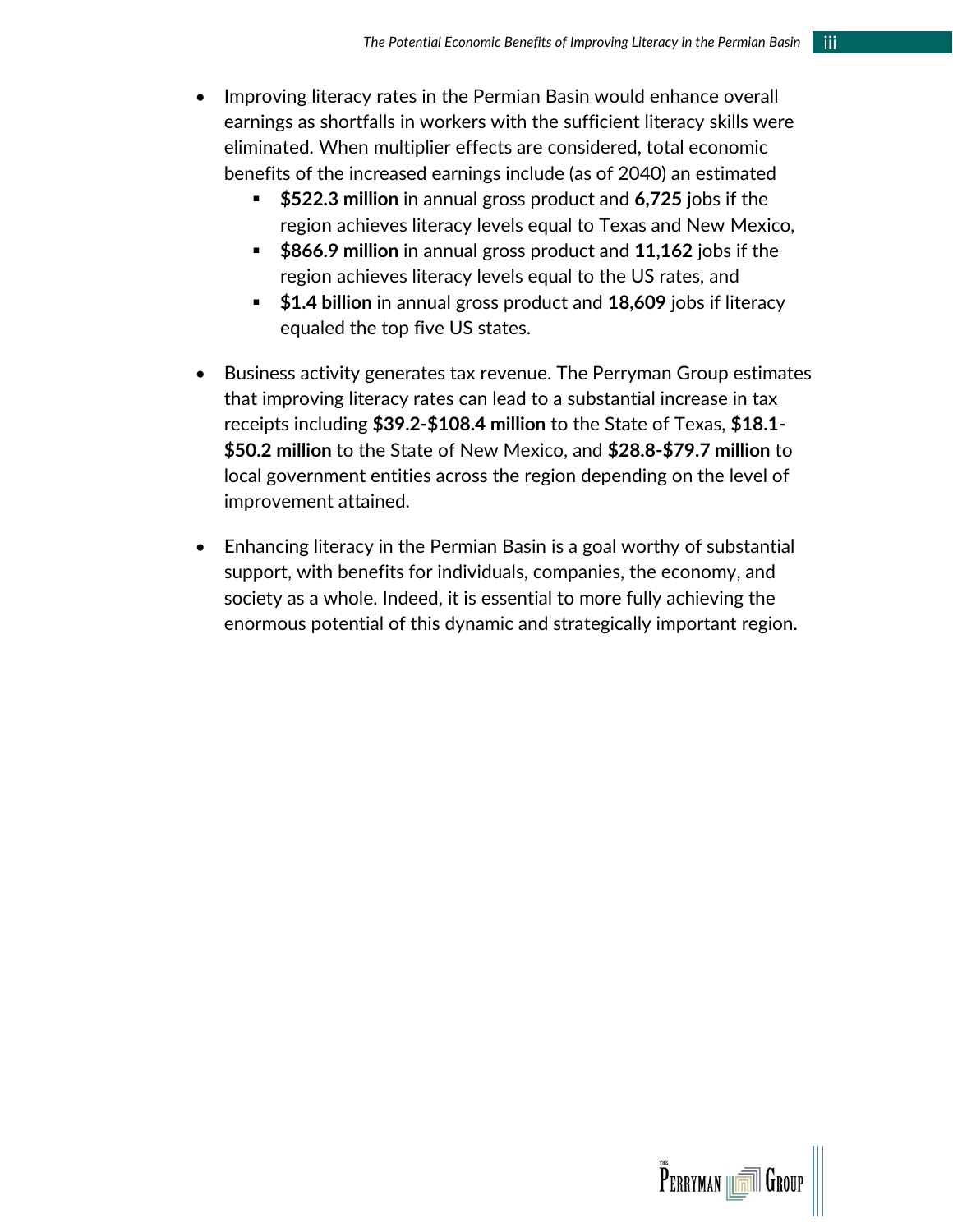- Improving literacy rates in the Permian Basin would enhance overall earnings as shortfalls in workers with the sufficient literacy skills were eliminated. When multiplier effects are considered, total economic benefits of the increased earnings include (as of 2040) an estimated
  - **$522.3 million** in annual gross product and **6,725** jobs if the region achieves literacy levels equal to Texas and New Mexico,
  - **$866.9 million** in annual gross product and **11,162** jobs if the region achieves literacy levels equal to the US rates, and
  - **$1.4 billion** in annual gross product and **18,609** jobs if literacy equaled the top five US states.

- Business activity generates tax revenue. The Perryman Group estimates that improving literacy rates can lead to a substantial increase in tax receipts including **$39.2-$108.4 million** to the State of Texas, **$18.1-$50.2 million** to the State of New Mexico, and **$28.8-$79.7 million** to local government entities across the region depending on the level of improvement attained.

- Enhancing literacy in the Permian Basin is a goal worthy of substantial support, with benefits for individuals, companies, the economy, and society as a whole. Indeed, it is essential to more fully achieving the enormous potential of this dynamic and strategically important region.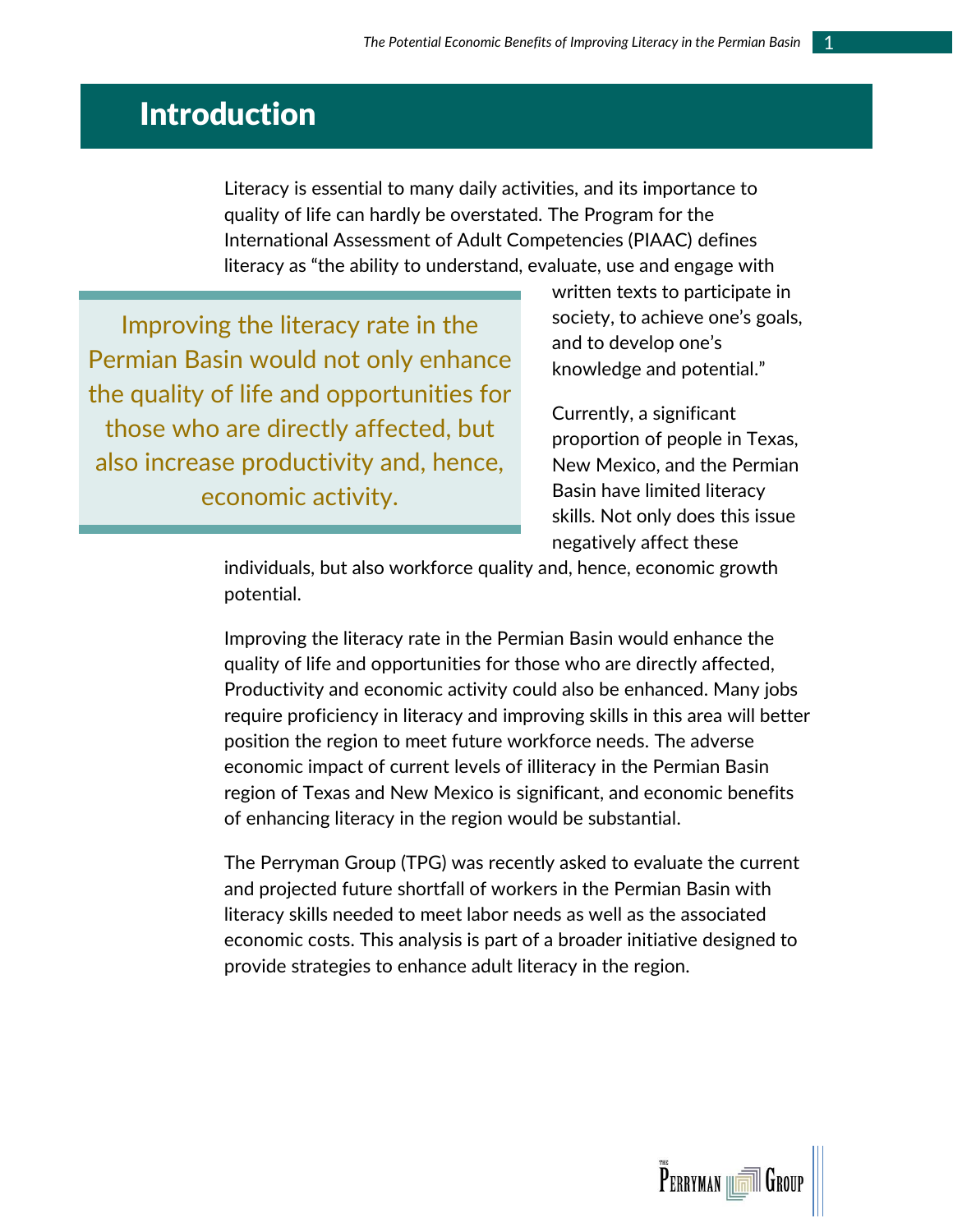# Introduction

Literacy is essential to many daily activities, and its importance to quality of life can hardly be overstated. The Program for the International Assessment of Adult Competencies (PIAAC) defines literacy as "the ability to understand, evaluate, use and engage with written texts to participate in society, to achieve one's goals, and to develop one's knowledge and potential."

> Improving the literacy rate in the Permian Basin would not only enhance the quality of life and opportunities for those who are directly affected, but also increase productivity and, hence, economic activity.

Currently, a significant proportion of people in Texas, New Mexico, and the Permian Basin have limited literacy skills. Not only does this issue negatively affect these individuals, but also workforce quality and, hence, economic growth potential.

Improving the literacy rate in the Permian Basin would enhance the quality of life and opportunities for those who are directly affected, Productivity and economic activity could also be enhanced. Many jobs require proficiency in literacy and improving skills in this area will better position the region to meet future workforce needs. The adverse economic impact of current levels of illiteracy in the Permian Basin region of Texas and New Mexico is significant, and economic benefits of enhancing literacy in the region would be substantial.

The Perryman Group (TPG) was recently asked to evaluate the current and projected future shortfall of workers in the Permian Basin with literacy skills needed to meet labor needs as well as the associated economic costs. This analysis is part of a broader initiative designed to provide strategies to enhance adult literacy in the region.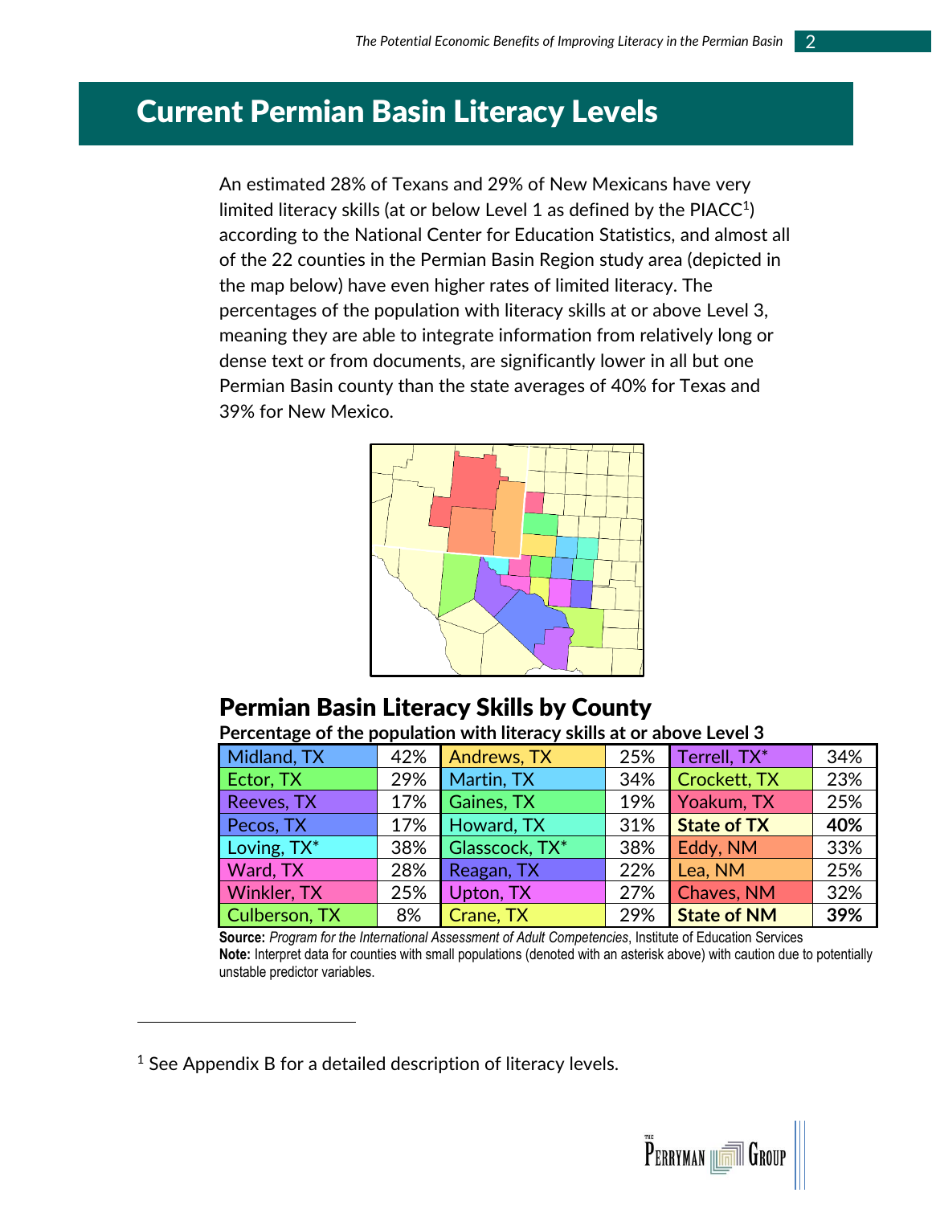# Current Permian Basin Literacy Levels

An estimated 28% of Texans and 29% of New Mexicans have very limited literacy skills (at or below Level 1 as defined by the PIACC[1]) according to the National Center for Education Statistics, and almost all of the 22 counties in the Permian Basin Region study area (depicted in the map below) have even higher rates of limited literacy. The percentages of the population with literacy skills at or above Level 3, meaning they are able to integrate information from relatively long or dense text or from documents, are significantly lower in all but one Permian Basin county than the state averages of 40% for Texas and 39% for New Mexico.

## Permian Basin Literacy Skills by County

**Percentage of the population with literacy skills at or above Level 3**

| County | % | County | % | County | % |
|---|---|---|---|---|---|
| Midland, TX | 42% | Andrews, TX | 25% | Terrell, TX* | 34% |
| Ector, TX | 29% | Martin, TX | 34% | Crockett, TX | 23% |
| Reeves, TX | 17% | Gaines, TX | 19% | Yoakum, TX | 25% |
| Pecos, TX | 17% | Howard, TX | 31% | **State of TX** | **40%** |
| Loving, TX* | 38% | Glasscock, TX* | 38% | Eddy, NM | 33% |
| Ward, TX | 28% | Reagan, TX | 22% | Lea, NM | 25% |
| Winkler, TX | 25% | Upton, TX | 27% | Chaves, NM | 32% |
| Culberson, TX | 8% | Crane, TX | 29% | **State of NM** | **39%** |

**Source:** *Program for the International Assessment of Adult Competencies*, Institute of Education Services
**Note:** Interpret data for counties with small populations (denoted with an asterisk above) with caution due to potentially unstable predictor variables.

[1] See Appendix B for a detailed description of literacy levels.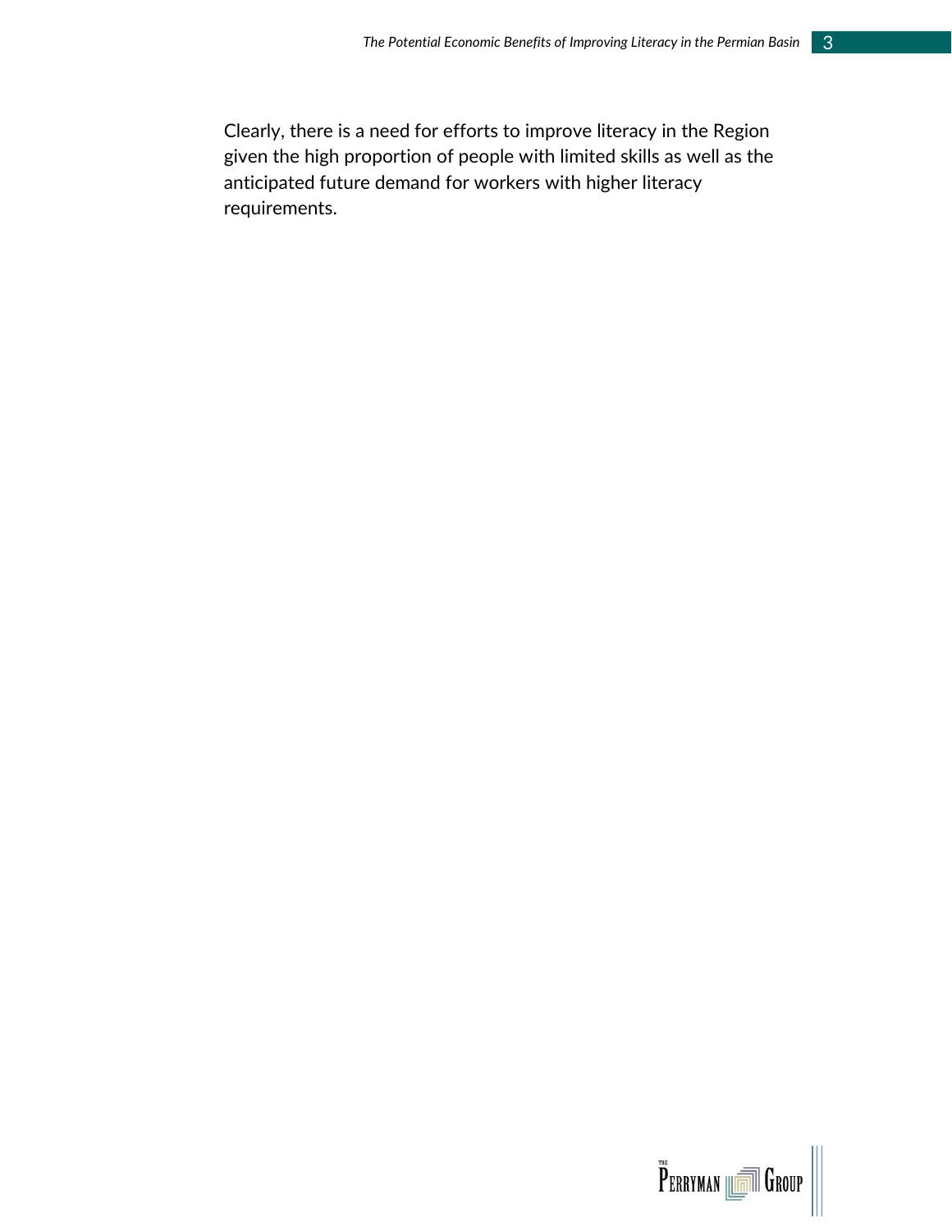Clearly, there is a need for efforts to improve literacy in the Region given the high proportion of people with limited skills as well as the anticipated future demand for workers with higher literacy requirements.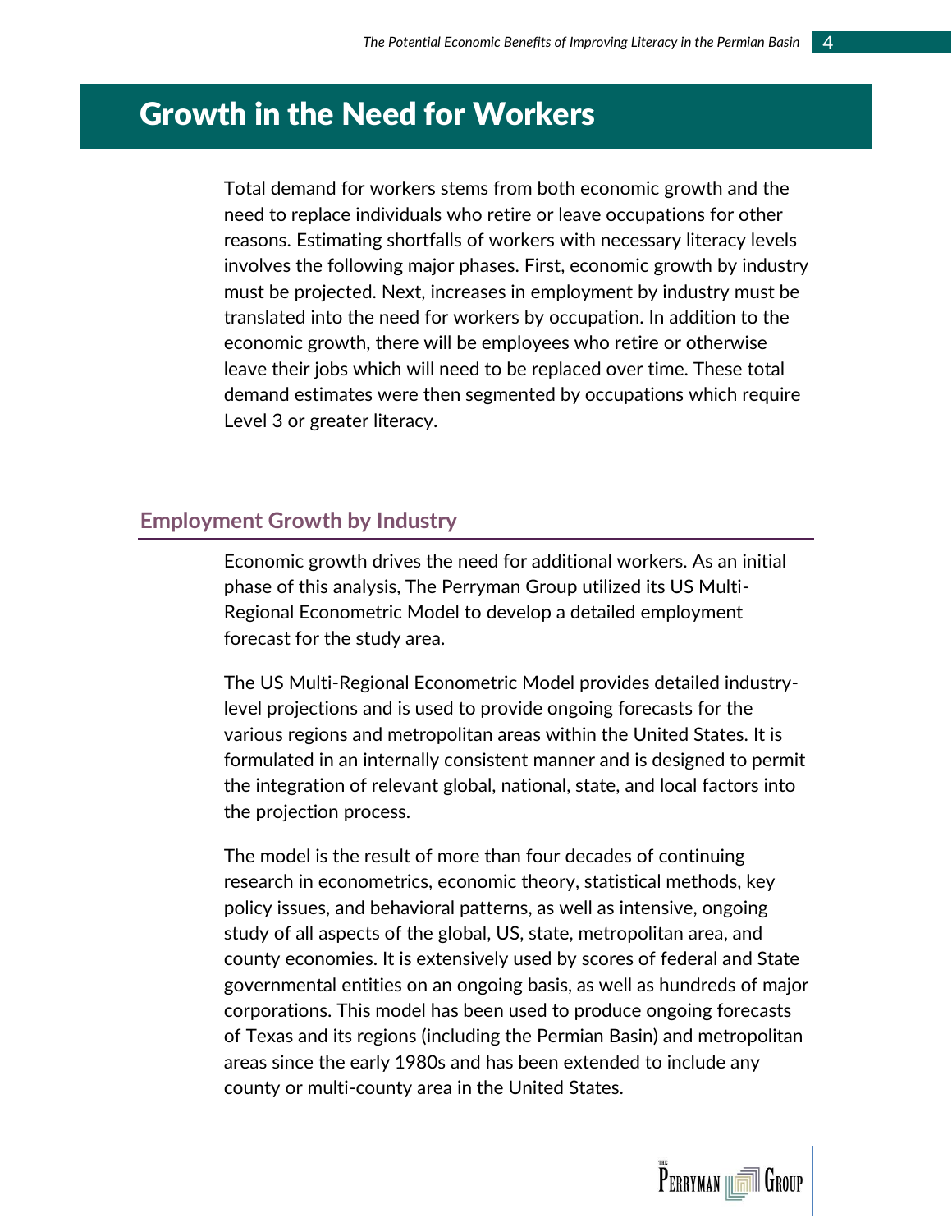# Growth in the Need for Workers

Total demand for workers stems from both economic growth and the need to replace individuals who retire or leave occupations for other reasons. Estimating shortfalls of workers with necessary literacy levels involves the following major phases. First, economic growth by industry must be projected. Next, increases in employment by industry must be translated into the need for workers by occupation. In addition to the economic growth, there will be employees who retire or otherwise leave their jobs which will need to be replaced over time. These total demand estimates were then segmented by occupations which require Level 3 or greater literacy.

## Employment Growth by Industry

Economic growth drives the need for additional workers. As an initial phase of this analysis, The Perryman Group utilized its US Multi-Regional Econometric Model to develop a detailed employment forecast for the study area.

The US Multi-Regional Econometric Model provides detailed industry-level projections and is used to provide ongoing forecasts for the various regions and metropolitan areas within the United States. It is formulated in an internally consistent manner and is designed to permit the integration of relevant global, national, state, and local factors into the projection process.

The model is the result of more than four decades of continuing research in econometrics, economic theory, statistical methods, key policy issues, and behavioral patterns, as well as intensive, ongoing study of all aspects of the global, US, state, metropolitan area, and county economies. It is extensively used by scores of federal and State governmental entities on an ongoing basis, as well as hundreds of major corporations. This model has been used to produce ongoing forecasts of Texas and its regions (including the Permian Basin) and metropolitan areas since the early 1980s and has been extended to include any county or multi-county area in the United States.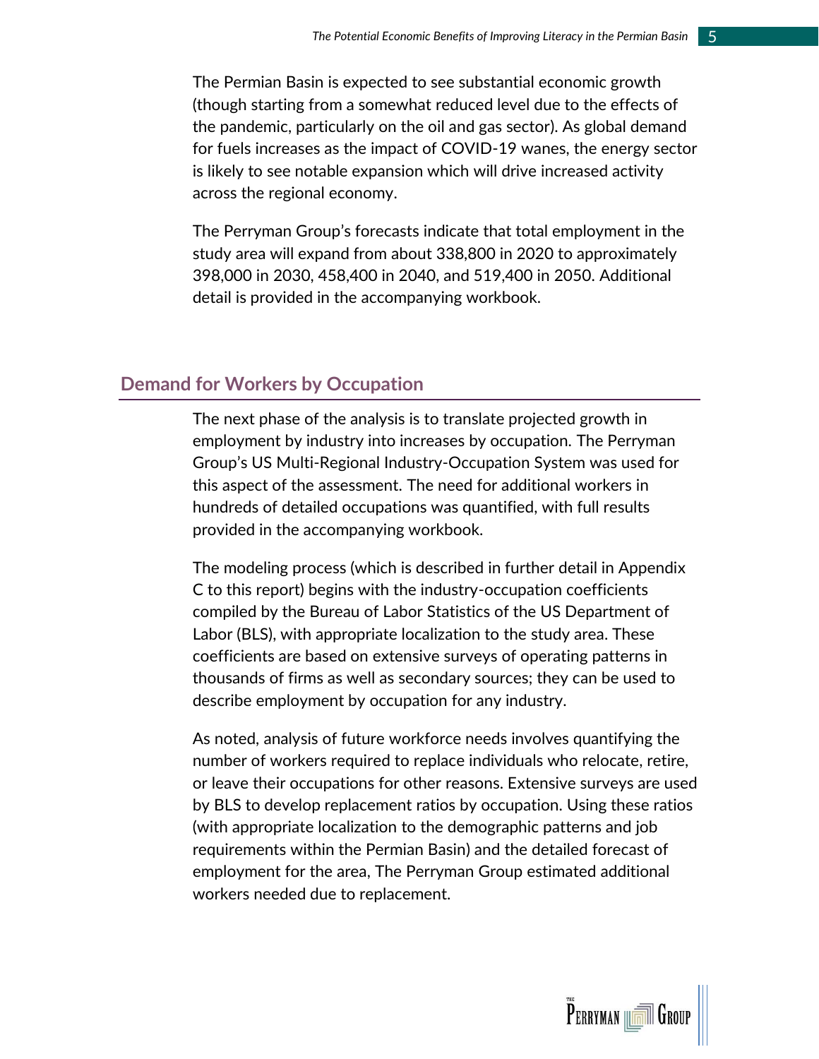The Permian Basin is expected to see substantial economic growth (though starting from a somewhat reduced level due to the effects of the pandemic, particularly on the oil and gas sector). As global demand for fuels increases as the impact of COVID-19 wanes, the energy sector is likely to see notable expansion which will drive increased activity across the regional economy.

The Perryman Group's forecasts indicate that total employment in the study area will expand from about 338,800 in 2020 to approximately 398,000 in 2030, 458,400 in 2040, and 519,400 in 2050. Additional detail is provided in the accompanying workbook.

## Demand for Workers by Occupation

The next phase of the analysis is to translate projected growth in employment by industry into increases by occupation. The Perryman Group's US Multi-Regional Industry-Occupation System was used for this aspect of the assessment. The need for additional workers in hundreds of detailed occupations was quantified, with full results provided in the accompanying workbook.

The modeling process (which is described in further detail in Appendix C to this report) begins with the industry-occupation coefficients compiled by the Bureau of Labor Statistics of the US Department of Labor (BLS), with appropriate localization to the study area. These coefficients are based on extensive surveys of operating patterns in thousands of firms as well as secondary sources; they can be used to describe employment by occupation for any industry.

As noted, analysis of future workforce needs involves quantifying the number of workers required to replace individuals who relocate, retire, or leave their occupations for other reasons. Extensive surveys are used by BLS to develop replacement ratios by occupation. Using these ratios (with appropriate localization to the demographic patterns and job requirements within the Permian Basin) and the detailed forecast of employment for the area, The Perryman Group estimated additional workers needed due to replacement.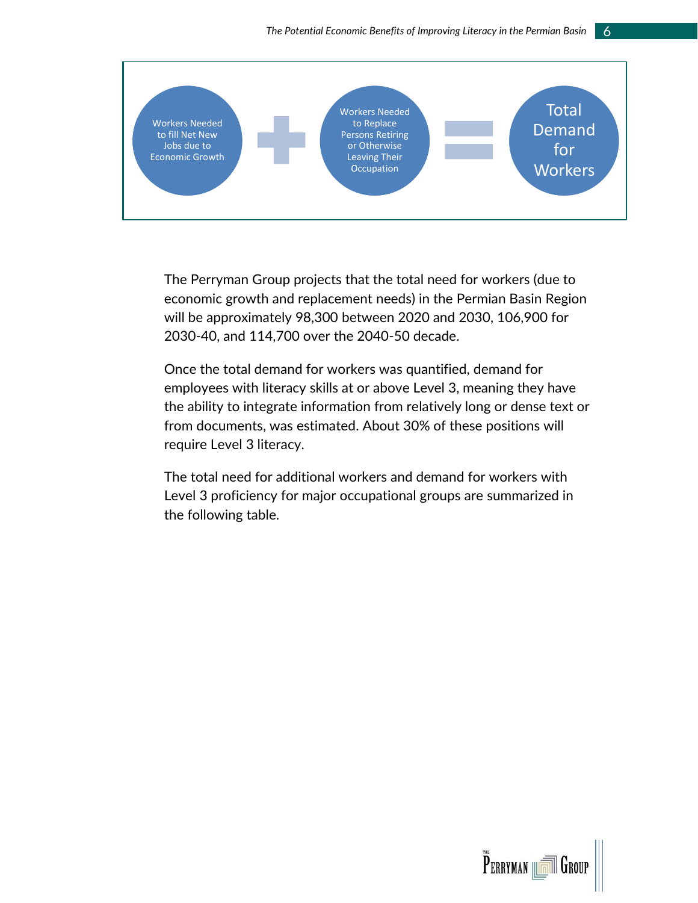Workers Needed to fill Net New Jobs due to Economic Growth + Workers Needed to Replace Persons Retiring or Otherwise Leaving Their Occupation = Total Demand for Workers

The Perryman Group projects that the total need for workers (due to economic growth and replacement needs) in the Permian Basin Region will be approximately 98,300 between 2020 and 2030, 106,900 for 2030-40, and 114,700 over the 2040-50 decade.

Once the total demand for workers was quantified, demand for employees with literacy skills at or above Level 3, meaning they have the ability to integrate information from relatively long or dense text or from documents, was estimated. About 30% of these positions will require Level 3 literacy.

The total need for additional workers and demand for workers with Level 3 proficiency for major occupational groups are summarized in the following table.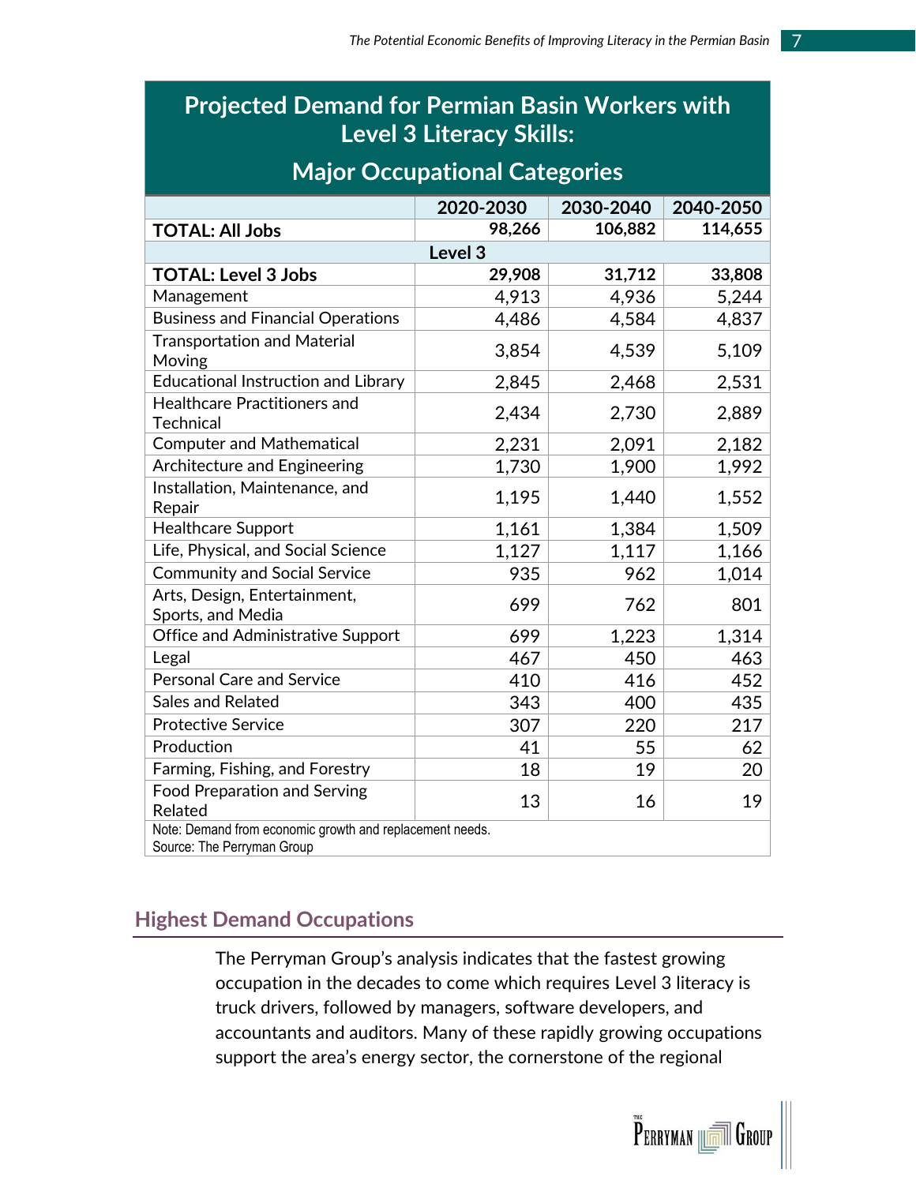| Projected Demand for Permian Basin Workers with Level 3 Literacy Skills: Major Occupational Categories | | | |
|---|---|---|---|
| | 2020-2030 | 2030-2040 | 2040-2050 |
| **TOTAL: All Jobs** | **98,266** | **106,882** | **114,655** |
| **Level 3** | | | |
| **TOTAL: Level 3 Jobs** | **29,908** | **31,712** | **33,808** |
| Management | 4,913 | 4,936 | 5,244 |
| Business and Financial Operations | 4,486 | 4,584 | 4,837 |
| Transportation and Material Moving | 3,854 | 4,539 | 5,109 |
| Educational Instruction and Library | 2,845 | 2,468 | 2,531 |
| Healthcare Practitioners and Technical | 2,434 | 2,730 | 2,889 |
| Computer and Mathematical | 2,231 | 2,091 | 2,182 |
| Architecture and Engineering | 1,730 | 1,900 | 1,992 |
| Installation, Maintenance, and Repair | 1,195 | 1,440 | 1,552 |
| Healthcare Support | 1,161 | 1,384 | 1,509 |
| Life, Physical, and Social Science | 1,127 | 1,117 | 1,166 |
| Community and Social Service | 935 | 962 | 1,014 |
| Arts, Design, Entertainment, Sports, and Media | 699 | 762 | 801 |
| Office and Administrative Support | 699 | 1,223 | 1,314 |
| Legal | 467 | 450 | 463 |
| Personal Care and Service | 410 | 416 | 452 |
| Sales and Related | 343 | 400 | 435 |
| Protective Service | 307 | 220 | 217 |
| Production | 41 | 55 | 62 |
| Farming, Fishing, and Forestry | 18 | 19 | 20 |
| Food Preparation and Serving Related | 13 | 16 | 19 |

Note: Demand from economic growth and replacement needs.
Source: The Perryman Group

## Highest Demand Occupations

The Perryman Group's analysis indicates that the fastest growing occupation in the decades to come which requires Level 3 literacy is truck drivers, followed by managers, software developers, and accountants and auditors. Many of these rapidly growing occupations support the area's energy sector, the cornerstone of the regional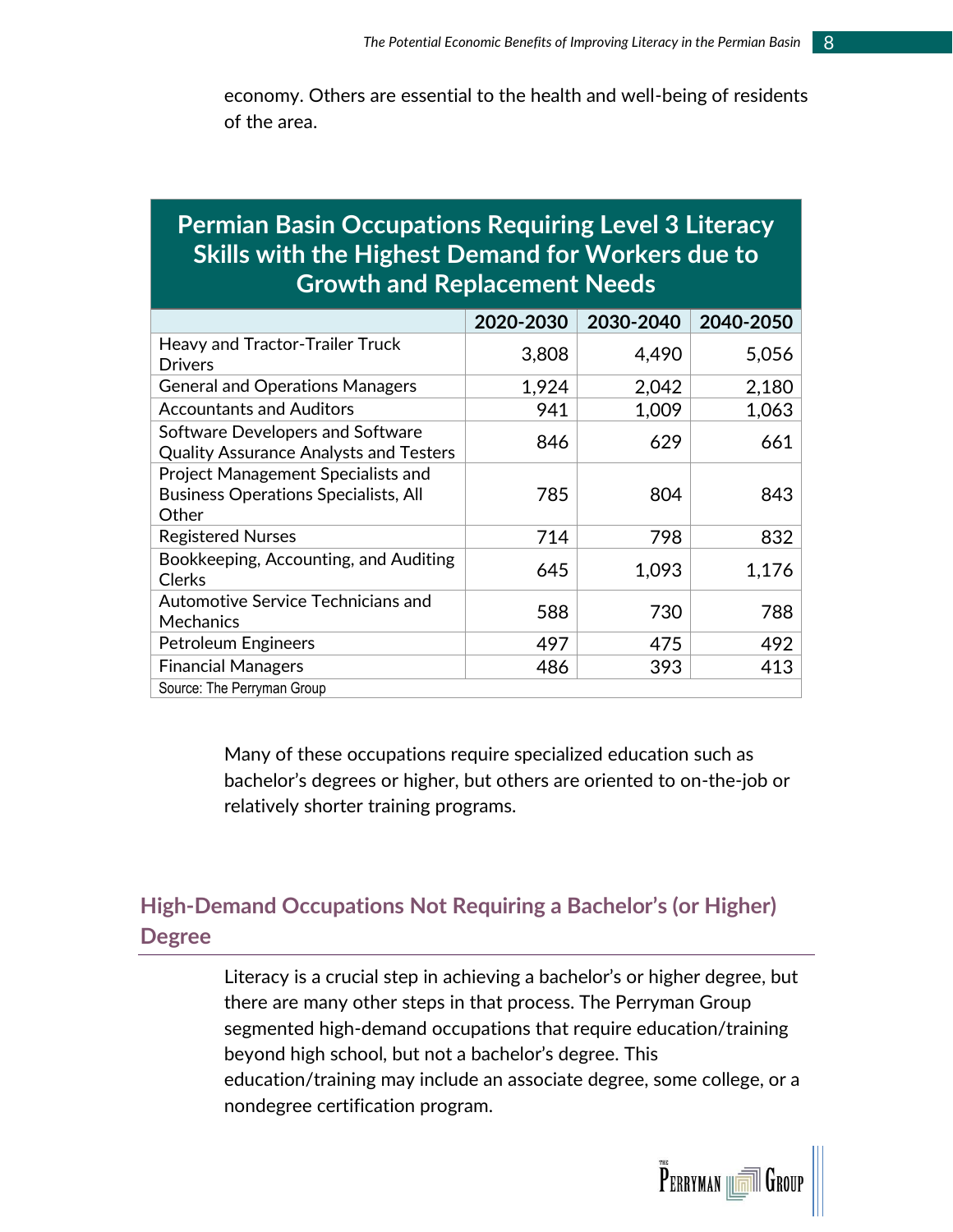economy. Others are essential to the health and well-being of residents of the area.

| Permian Basin Occupations Requiring Level 3 Literacy Skills with the Highest Demand for Workers due to Growth and Replacement Needs | | | |
|---|---|---|---|
| | 2020-2030 | 2030-2040 | 2040-2050 |
| Heavy and Tractor-Trailer Truck Drivers | 3,808 | 4,490 | 5,056 |
| General and Operations Managers | 1,924 | 2,042 | 2,180 |
| Accountants and Auditors | 941 | 1,009 | 1,063 |
| Software Developers and Software Quality Assurance Analysts and Testers | 846 | 629 | 661 |
| Project Management Specialists and Business Operations Specialists, All Other | 785 | 804 | 843 |
| Registered Nurses | 714 | 798 | 832 |
| Bookkeeping, Accounting, and Auditing Clerks | 645 | 1,093 | 1,176 |
| Automotive Service Technicians and Mechanics | 588 | 730 | 788 |
| Petroleum Engineers | 497 | 475 | 492 |
| Financial Managers | 486 | 393 | 413 |

Source: The Perryman Group

Many of these occupations require specialized education such as bachelor's degrees or higher, but others are oriented to on-the-job or relatively shorter training programs.

## High-Demand Occupations Not Requiring a Bachelor's (or Higher) Degree

Literacy is a crucial step in achieving a bachelor's or higher degree, but there are many other steps in that process. The Perryman Group segmented high-demand occupations that require education/training beyond high school, but not a bachelor's degree. This education/training may include an associate degree, some college, or a nondegree certification program.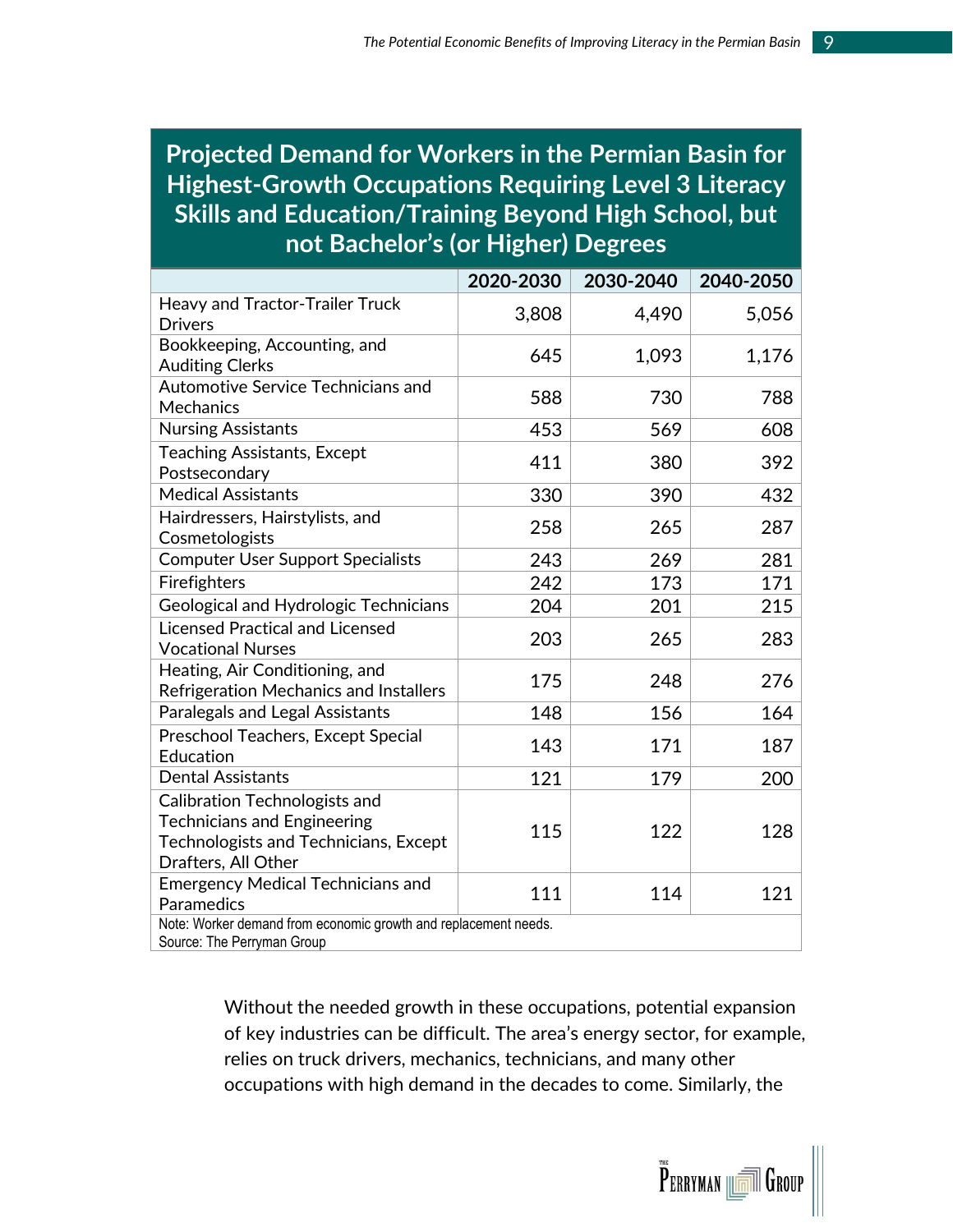**Projected Demand for Workers in the Permian Basin for Highest-Growth Occupations Requiring Level 3 Literacy Skills and Education/Training Beyond High School, but not Bachelor's (or Higher) Degrees**

| | 2020-2030 | 2030-2040 | 2040-2050 |
|---|---|---|---|
| Heavy and Tractor-Trailer Truck Drivers | 3,808 | 4,490 | 5,056 |
| Bookkeeping, Accounting, and Auditing Clerks | 645 | 1,093 | 1,176 |
| Automotive Service Technicians and Mechanics | 588 | 730 | 788 |
| Nursing Assistants | 453 | 569 | 608 |
| Teaching Assistants, Except Postsecondary | 411 | 380 | 392 |
| Medical Assistants | 330 | 390 | 432 |
| Hairdressers, Hairstylists, and Cosmetologists | 258 | 265 | 287 |
| Computer User Support Specialists | 243 | 269 | 281 |
| Firefighters | 242 | 173 | 171 |
| Geological and Hydrologic Technicians | 204 | 201 | 215 |
| Licensed Practical and Licensed Vocational Nurses | 203 | 265 | 283 |
| Heating, Air Conditioning, and Refrigeration Mechanics and Installers | 175 | 248 | 276 |
| Paralegals and Legal Assistants | 148 | 156 | 164 |
| Preschool Teachers, Except Special Education | 143 | 171 | 187 |
| Dental Assistants | 121 | 179 | 200 |
| Calibration Technologists and Technicians and Engineering Technologists and Technicians, Except Drafters, All Other | 115 | 122 | 128 |
| Emergency Medical Technicians and Paramedics | 111 | 114 | 121 |

Note: Worker demand from economic growth and replacement needs.
Source: The Perryman Group

Without the needed growth in these occupations, potential expansion of key industries can be difficult. The area's energy sector, for example, relies on truck drivers, mechanics, technicians, and many other occupations with high demand in the decades to come. Similarly, the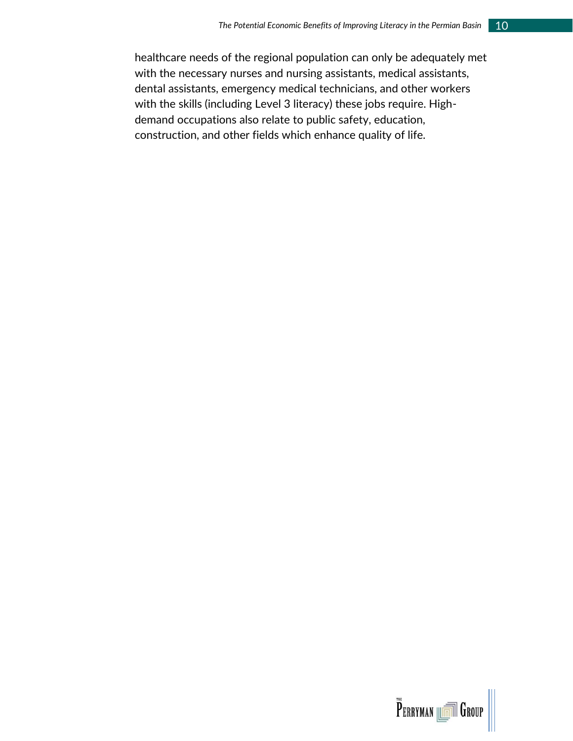healthcare needs of the regional population can only be adequately met with the necessary nurses and nursing assistants, medical assistants, dental assistants, emergency medical technicians, and other workers with the skills (including Level 3 literacy) these jobs require. High-demand occupations also relate to public safety, education, construction, and other fields which enhance quality of life.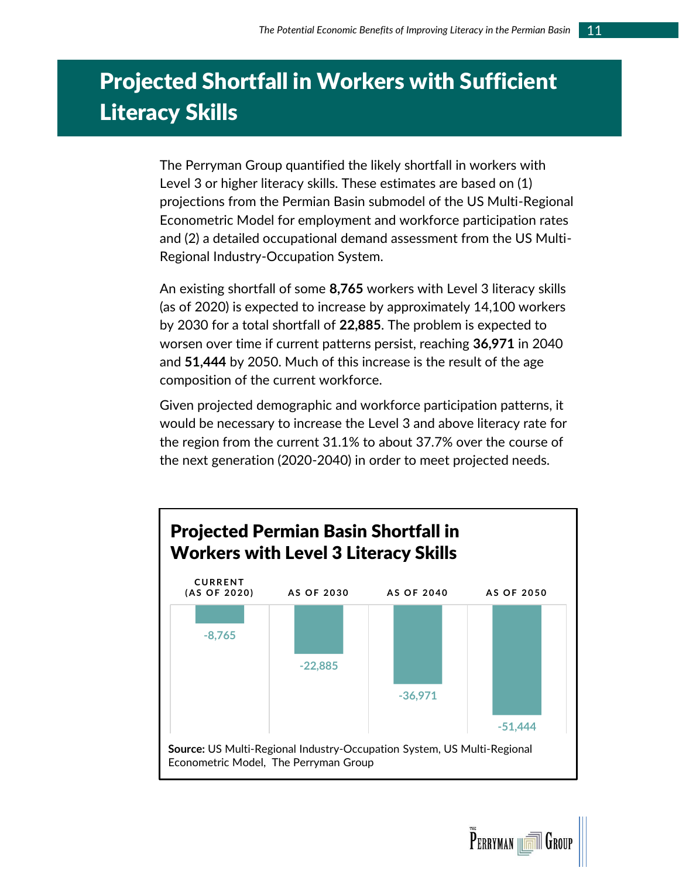# Projected Shortfall in Workers with Sufficient Literacy Skills

The Perryman Group quantified the likely shortfall in workers with Level 3 or higher literacy skills. These estimates are based on (1) projections from the Permian Basin submodel of the US Multi-Regional Econometric Model for employment and workforce participation rates and (2) a detailed occupational demand assessment from the US Multi-Regional Industry-Occupation System.

An existing shortfall of some **8,765** workers with Level 3 literacy skills (as of 2020) is expected to increase by approximately 14,100 workers by 2030 for a total shortfall of **22,885**. The problem is expected to worsen over time if current patterns persist, reaching **36,971** in 2040 and **51,444** by 2050. Much of this increase is the result of the age composition of the current workforce.

Given projected demographic and workforce participation patterns, it would be necessary to increase the Level 3 and above literacy rate for the region from the current 31.1% to about 37.7% over the course of the next generation (2020-2040) in order to meet projected needs.

## Projected Permian Basin Shortfall in Workers with Level 3 Literacy Skills

| CURRENT (AS OF 2020) | AS OF 2030 | AS OF 2040 | AS OF 2050 |
|---|---|---|---|
| -8,765 | -22,885 | -36,971 | -51,444 |

**Source:** US Multi-Regional Industry-Occupation System, US Multi-Regional Econometric Model, The Perryman Group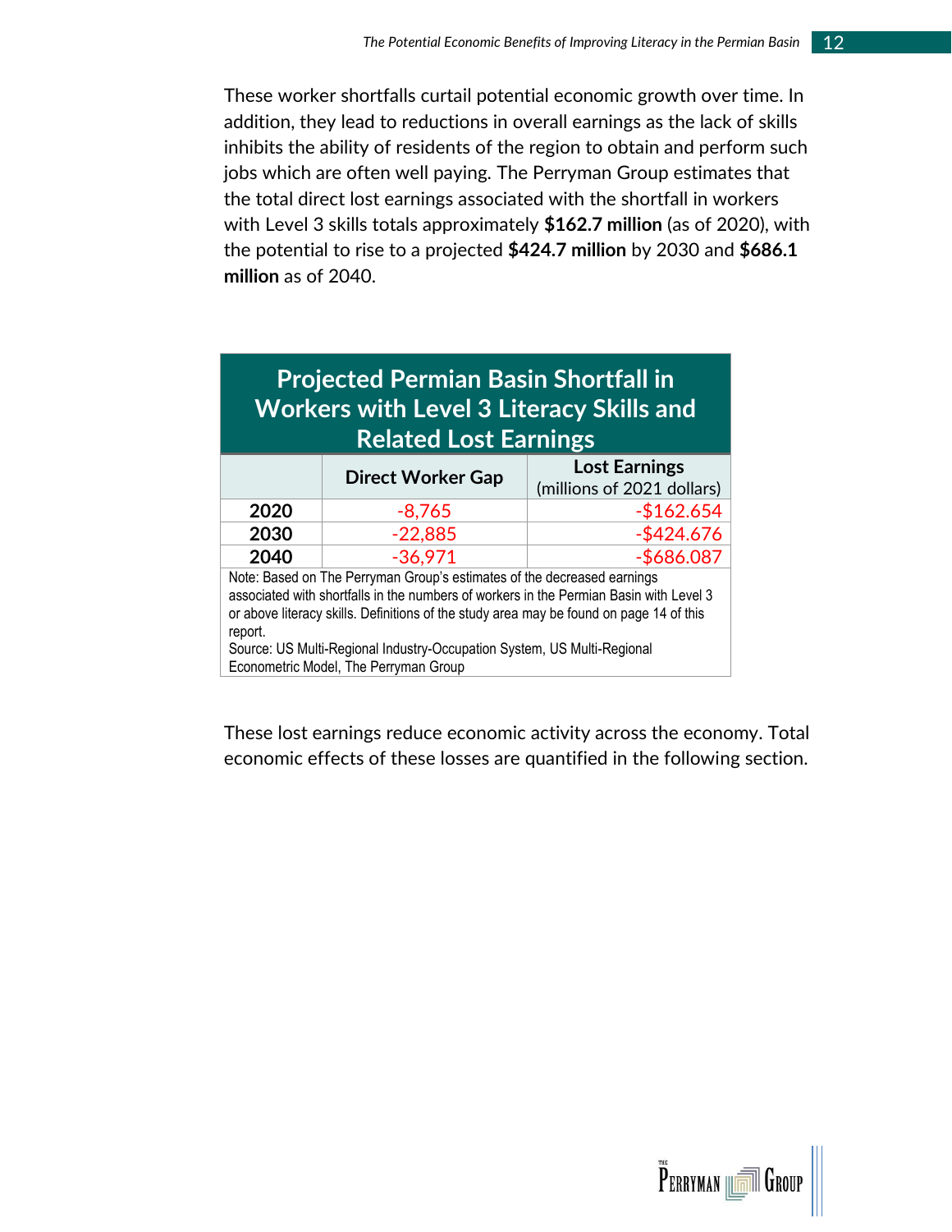These worker shortfalls curtail potential economic growth over time. In addition, they lead to reductions in overall earnings as the lack of skills inhibits the ability of residents of the region to obtain and perform such jobs which are often well paying. The Perryman Group estimates that the total direct lost earnings associated with the shortfall in workers with Level 3 skills totals approximately **$162.7 million** (as of 2020), with the potential to rise to a projected **$424.7 million** by 2030 and **$686.1 million** as of 2040.

**Projected Permian Basin Shortfall in Workers with Level 3 Literacy Skills and Related Lost Earnings**

| | Direct Worker Gap | Lost Earnings (millions of 2021 dollars) |
|---|---|---|
| **2020** | -8,765 | -$162.654 |
| **2030** | -22,885 | -$424.676 |
| **2040** | -36,971 | -$686.087 |

Note: Based on The Perryman Group's estimates of the decreased earnings associated with shortfalls in the numbers of workers in the Permian Basin with Level 3 or above literacy skills. Definitions of the study area may be found on page 14 of this report.
Source: US Multi-Regional Industry-Occupation System, US Multi-Regional Econometric Model, The Perryman Group

These lost earnings reduce economic activity across the economy. Total economic effects of these losses are quantified in the following section.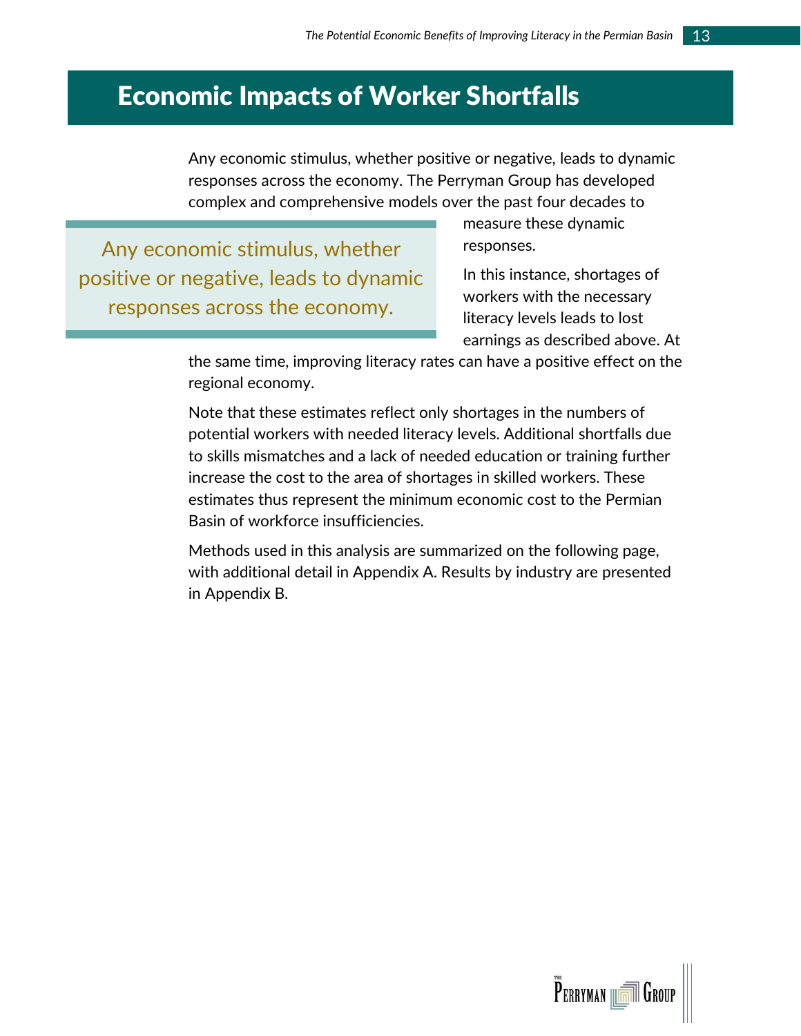# Economic Impacts of Worker Shortfalls

Any economic stimulus, whether positive or negative, leads to dynamic responses across the economy. The Perryman Group has developed complex and comprehensive models over the past four decades to measure these dynamic responses.

> Any economic stimulus, whether positive or negative, leads to dynamic responses across the economy.

In this instance, shortages of workers with the necessary literacy levels leads to lost earnings as described above. At the same time, improving literacy rates can have a positive effect on the regional economy.

Note that these estimates reflect only shortages in the numbers of potential workers with needed literacy levels. Additional shortfalls due to skills mismatches and a lack of needed education or training further increase the cost to the area of shortages in skilled workers. These estimates thus represent the minimum economic cost to the Permian Basin of workforce insufficiencies.

Methods used in this analysis are summarized on the following page, with additional detail in Appendix A. Results by industry are presented in Appendix B.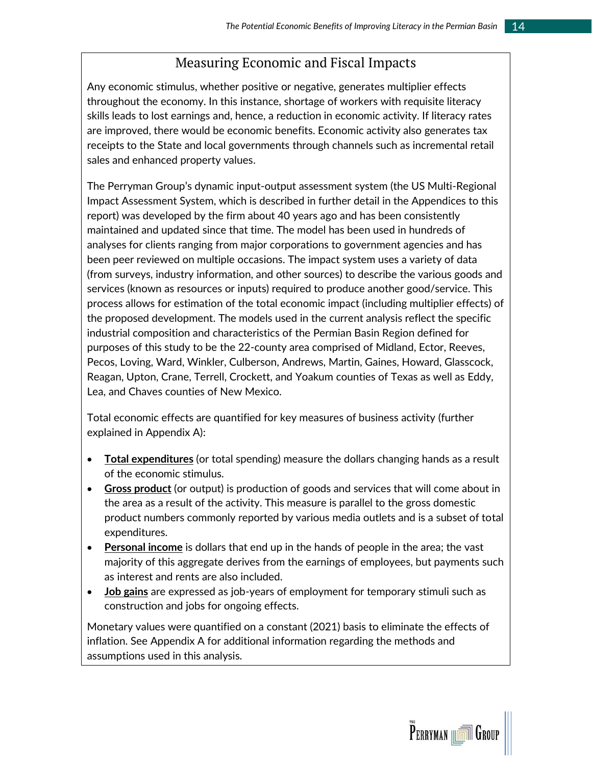## Measuring Economic and Fiscal Impacts

Any economic stimulus, whether positive or negative, generates multiplier effects throughout the economy. In this instance, shortage of workers with requisite literacy skills leads to lost earnings and, hence, a reduction in economic activity. If literacy rates are improved, there would be economic benefits. Economic activity also generates tax receipts to the State and local governments through channels such as incremental retail sales and enhanced property values.

The Perryman Group's dynamic input-output assessment system (the US Multi-Regional Impact Assessment System, which is described in further detail in the Appendices to this report) was developed by the firm about 40 years ago and has been consistently maintained and updated since that time. The model has been used in hundreds of analyses for clients ranging from major corporations to government agencies and has been peer reviewed on multiple occasions. The impact system uses a variety of data (from surveys, industry information, and other sources) to describe the various goods and services (known as resources or inputs) required to produce another good/service. This process allows for estimation of the total economic impact (including multiplier effects) of the proposed development. The models used in the current analysis reflect the specific industrial composition and characteristics of the Permian Basin Region defined for purposes of this study to be the 22-county area comprised of Midland, Ector, Reeves, Pecos, Loving, Ward, Winkler, Culberson, Andrews, Martin, Gaines, Howard, Glasscock, Reagan, Upton, Crane, Terrell, Crockett, and Yoakum counties of Texas as well as Eddy, Lea, and Chaves counties of New Mexico.

Total economic effects are quantified for key measures of business activity (further explained in Appendix A):

- **Total expenditures** (or total spending) measure the dollars changing hands as a result of the economic stimulus.
- **Gross product** (or output) is production of goods and services that will come about in the area as a result of the activity. This measure is parallel to the gross domestic product numbers commonly reported by various media outlets and is a subset of total expenditures.
- **Personal income** is dollars that end up in the hands of people in the area; the vast majority of this aggregate derives from the earnings of employees, but payments such as interest and rents are also included.
- **Job gains** are expressed as job-years of employment for temporary stimuli such as construction and jobs for ongoing effects.

Monetary values were quantified on a constant (2021) basis to eliminate the effects of inflation. See Appendix A for additional information regarding the methods and assumptions used in this analysis.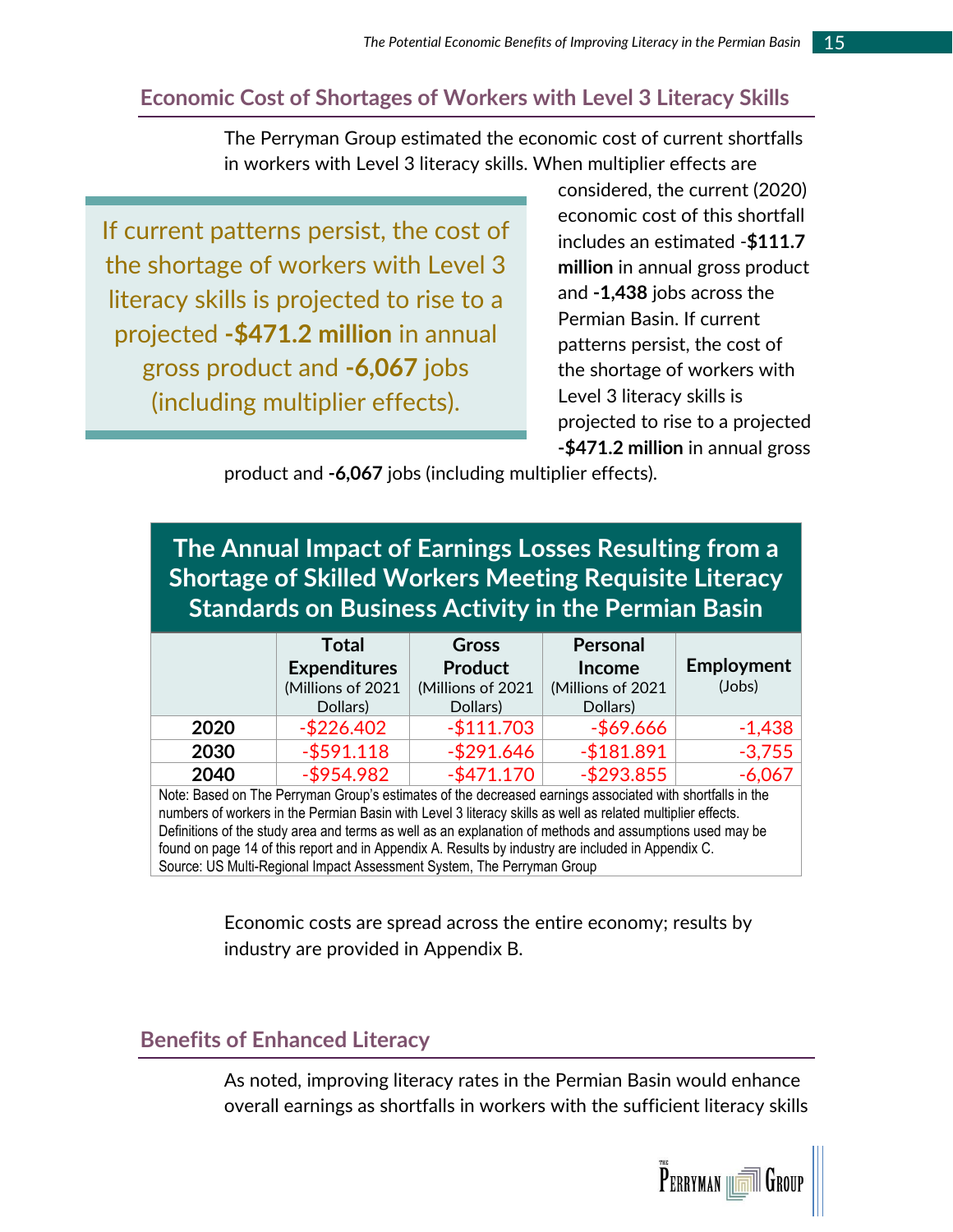## Economic Cost of Shortages of Workers with Level 3 Literacy Skills

The Perryman Group estimated the economic cost of current shortfalls in workers with Level 3 literacy skills. When multiplier effects are considered, the current (2020) economic cost of this shortfall includes an estimated **-$111.7 million** in annual gross product and **-1,438** jobs across the Permian Basin. If current patterns persist, the cost of the shortage of workers with Level 3 literacy skills is projected to rise to a projected **-$471.2 million** in annual gross product and **-6,067** jobs (including multiplier effects).

> If current patterns persist, the cost of the shortage of workers with Level 3 literacy skills is projected to rise to a projected **-$471.2 million** in annual gross product and **-6,067** jobs (including multiplier effects).

**The Annual Impact of Earnings Losses Resulting from a Shortage of Skilled Workers Meeting Requisite Literacy Standards on Business Activity in the Permian Basin**

| | Total Expenditures (Millions of 2021 Dollars) | Gross Product (Millions of 2021 Dollars) | Personal Income (Millions of 2021 Dollars) | Employment (Jobs) |
|---|---|---|---|---|
| **2020** | -$226.402 | -$111.703 | -$69.666 | -1,438 |
| **2030** | -$591.118 | -$291.646 | -$181.891 | -3,755 |
| **2040** | -$954.982 | -$471.170 | -$293.855 | -6,067 |

Note: Based on The Perryman Group's estimates of the decreased earnings associated with shortfalls in the numbers of workers in the Permian Basin with Level 3 literacy skills as well as related multiplier effects. Definitions of the study area and terms as well as an explanation of methods and assumptions used may be found on page 14 of this report and in Appendix A. Results by industry are included in Appendix C.
Source: US Multi-Regional Impact Assessment System, The Perryman Group

Economic costs are spread across the entire economy; results by industry are provided in Appendix B.

## Benefits of Enhanced Literacy

As noted, improving literacy rates in the Permian Basin would enhance overall earnings as shortfalls in workers with the sufficient literacy skills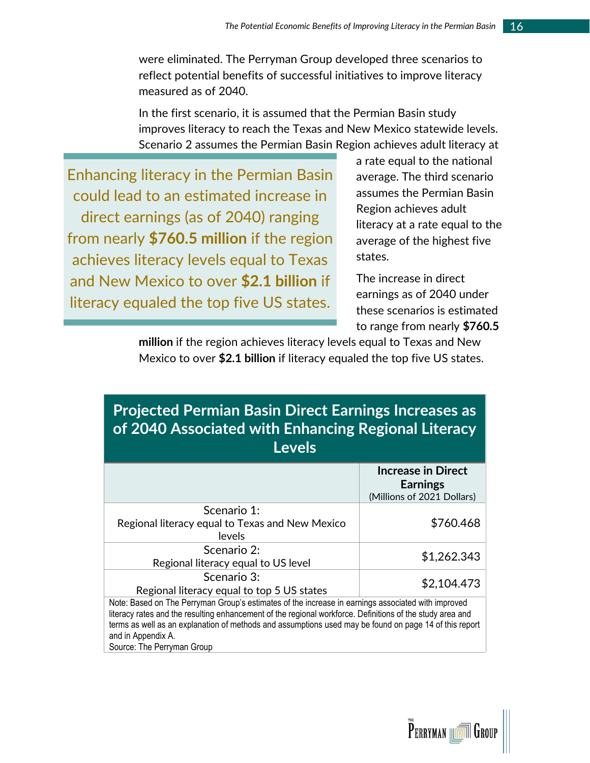were eliminated. The Perryman Group developed three scenarios to reflect potential benefits of successful initiatives to improve literacy measured as of 2040.

In the first scenario, it is assumed that the Permian Basin study improves literacy to reach the Texas and New Mexico statewide levels. Scenario 2 assumes the Permian Basin Region achieves adult literacy at a rate equal to the national average. The third scenario assumes the Permian Basin Region achieves adult literacy at a rate equal to the average of the highest five states.

> Enhancing literacy in the Permian Basin could lead to an estimated increase in direct earnings (as of 2040) ranging from nearly **$760.5 million** if the region achieves literacy levels equal to Texas and New Mexico to over **$2.1 billion** if literacy equaled the top five US states.

The increase in direct earnings as of 2040 under these scenarios is estimated to range from nearly **$760.5 million** if the region achieves literacy levels equal to Texas and New Mexico to over **$2.1 billion** if literacy equaled the top five US states.

**Projected Permian Basin Direct Earnings Increases as of 2040 Associated with Enhancing Regional Literacy Levels**

| | **Increase in Direct Earnings** (Millions of 2021 Dollars) |
|---|---|
| Scenario 1: Regional literacy equal to Texas and New Mexico levels | $760.468 |
| Scenario 2: Regional literacy equal to US level | $1,262.343 |
| Scenario 3: Regional literacy equal to top 5 US states | $2,104.473 |

Note: Based on The Perryman Group's estimates of the increase in earnings associated with improved literacy rates and the resulting enhancement of the regional workforce. Definitions of the study area and terms as well as an explanation of methods and assumptions used may be found on page 14 of this report and in Appendix A.
Source: The Perryman Group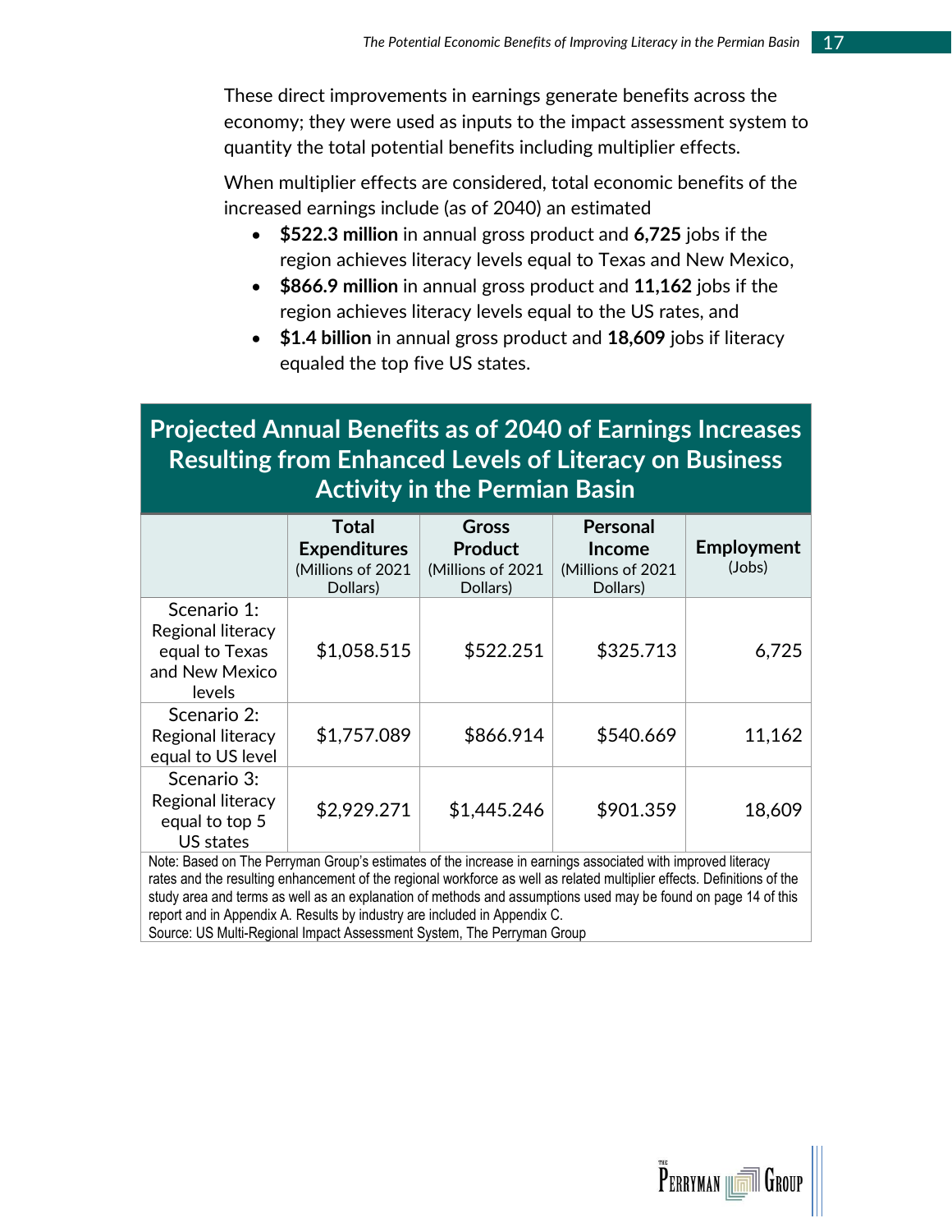These direct improvements in earnings generate benefits across the economy; they were used as inputs to the impact assessment system to quantity the total potential benefits including multiplier effects.

When multiplier effects are considered, total economic benefits of the increased earnings include (as of 2040) an estimated

- **$522.3 million** in annual gross product and **6,725** jobs if the region achieves literacy levels equal to Texas and New Mexico,
- **$866.9 million** in annual gross product and **11,162** jobs if the region achieves literacy levels equal to the US rates, and
- **$1.4 billion** in annual gross product and **18,609** jobs if literacy equaled the top five US states.

**Projected Annual Benefits as of 2040 of Earnings Increases Resulting from Enhanced Levels of Literacy on Business Activity in the Permian Basin**

| | Total Expenditures (Millions of 2021 Dollars) | Gross Product (Millions of 2021 Dollars) | Personal Income (Millions of 2021 Dollars) | Employment (Jobs) |
|---|---|---|---|---|
| Scenario 1: Regional literacy equal to Texas and New Mexico levels | $1,058.515 | $522.251 | $325.713 | 6,725 |
| Scenario 2: Regional literacy equal to US level | $1,757.089 | $866.914 | $540.669 | 11,162 |
| Scenario 3: Regional literacy equal to top 5 US states | $2,929.271 | $1,445.246 | $901.359 | 18,609 |

Note: Based on The Perryman Group's estimates of the increase in earnings associated with improved literacy rates and the resulting enhancement of the regional workforce as well as related multiplier effects. Definitions of the study area and terms as well as an explanation of methods and assumptions used may be found on page 14 of this report and in Appendix A. Results by industry are included in Appendix C.
Source: US Multi-Regional Impact Assessment System, The Perryman Group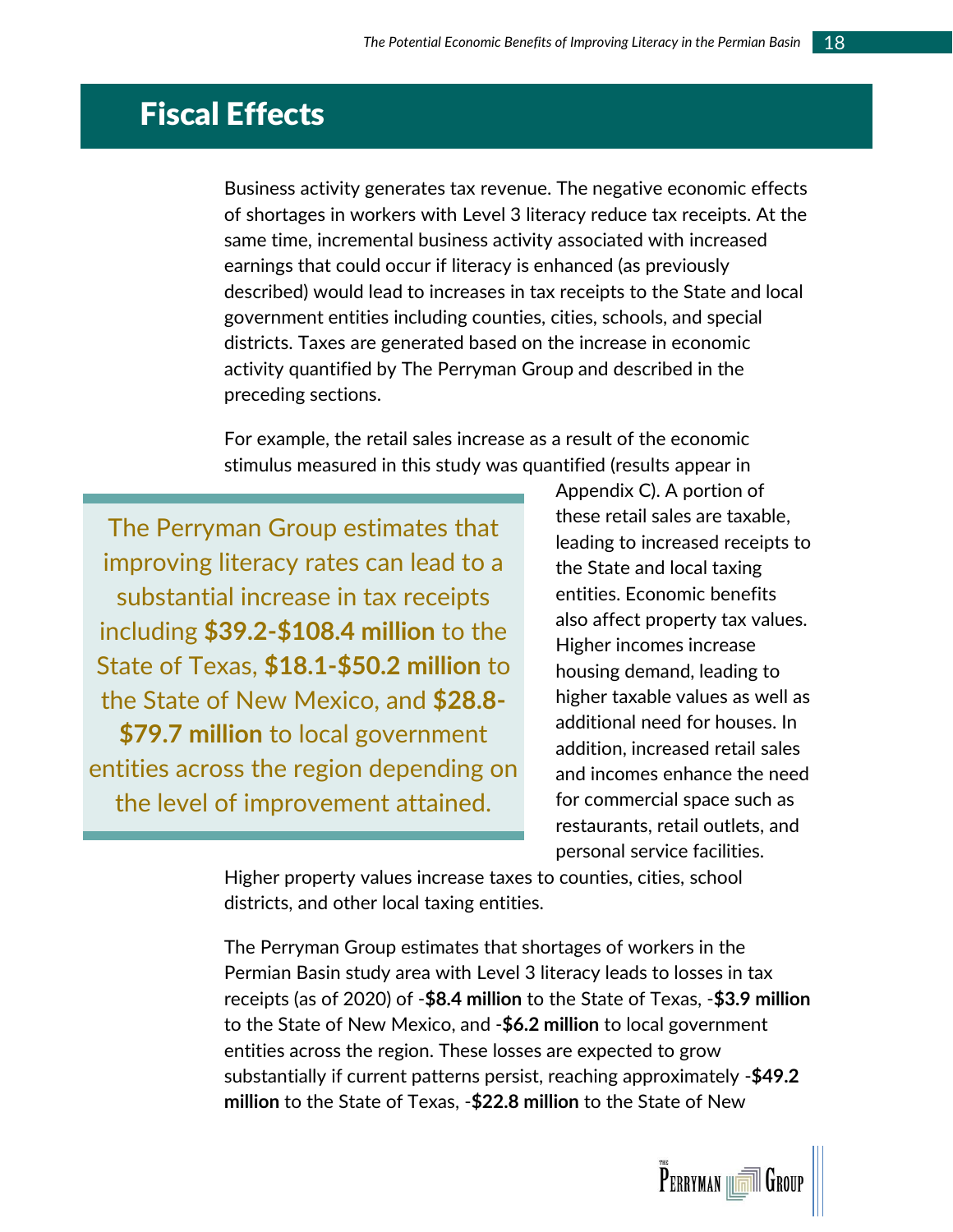# Fiscal Effects

Business activity generates tax revenue. The negative economic effects of shortages in workers with Level 3 literacy reduce tax receipts. At the same time, incremental business activity associated with increased earnings that could occur if literacy is enhanced (as previously described) would lead to increases in tax receipts to the State and local government entities including counties, cities, schools, and special districts. Taxes are generated based on the increase in economic activity quantified by The Perryman Group and described in the preceding sections.

For example, the retail sales increase as a result of the economic stimulus measured in this study was quantified (results appear in Appendix C). A portion of these retail sales are taxable, leading to increased receipts to the State and local taxing entities. Economic benefits also affect property tax values. Higher incomes increase housing demand, leading to higher taxable values as well as additional need for houses. In addition, increased retail sales and incomes enhance the need for commercial space such as restaurants, retail outlets, and personal service facilities. Higher property values increase taxes to counties, cities, school districts, and other local taxing entities.

> The Perryman Group estimates that improving literacy rates can lead to a substantial increase in tax receipts including **$39.2-$108.4 million** to the State of Texas, **$18.1-$50.2 million** to the State of New Mexico, and **$28.8-$79.7 million** to local government entities across the region depending on the level of improvement attained.

The Perryman Group estimates that shortages of workers in the Permian Basin study area with Level 3 literacy leads to losses in tax receipts (as of 2020) of -**$8.4 million** to the State of Texas, -**$3.9 million** to the State of New Mexico, and -**$6.2 million** to local government entities across the region. These losses are expected to grow substantially if current patterns persist, reaching approximately -**$49.2 million** to the State of Texas, -**$22.8 million** to the State of New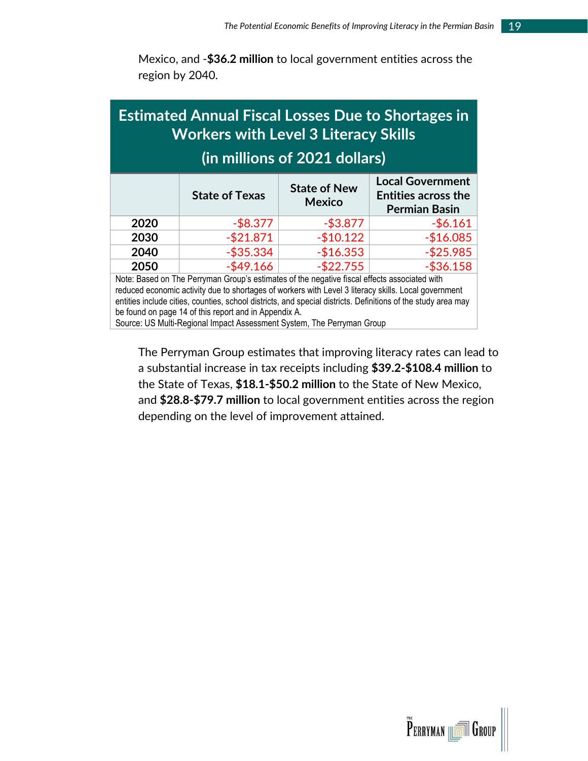Mexico, and -**$36.2 million** to local government entities across the region by 2040.

**Estimated Annual Fiscal Losses Due to Shortages in Workers with Level 3 Literacy Skills (in millions of 2021 dollars)**

| | State of Texas | State of New Mexico | Local Government Entities across the Permian Basin |
|---|---|---|---|
| **2020** | -$8.377 | -$3.877 | -$6.161 |
| **2030** | -$21.871 | -$10.122 | -$16.085 |
| **2040** | -$35.334 | -$16.353 | -$25.985 |
| **2050** | -$49.166 | -$22.755 | -$36.158 |

Note: Based on The Perryman Group's estimates of the negative fiscal effects associated with reduced economic activity due to shortages of workers with Level 3 literacy skills. Local government entities include cities, counties, school districts, and special districts. Definitions of the study area may be found on page 14 of this report and in Appendix A.
Source: US Multi-Regional Impact Assessment System, The Perryman Group

The Perryman Group estimates that improving literacy rates can lead to a substantial increase in tax receipts including **$39.2-$108.4 million** to the State of Texas, **$18.1-$50.2 million** to the State of New Mexico, and **$28.8-$79.7 million** to local government entities across the region depending on the level of improvement attained.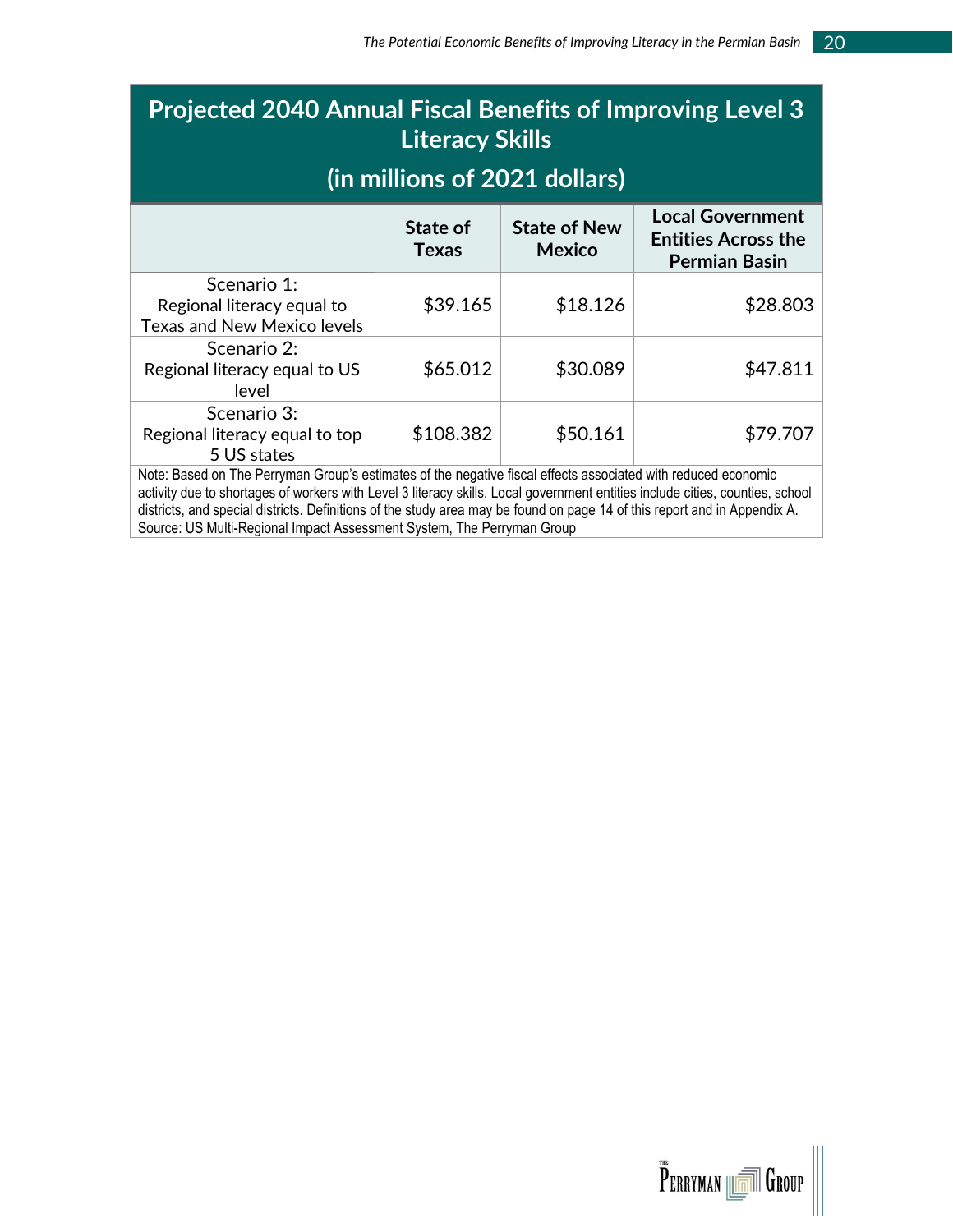| Projected 2040 Annual Fiscal Benefits of Improving Level 3 Literacy Skills (in millions of 2021 dollars) | | | |
|---|---|---|---|
| | State of Texas | State of New Mexico | Local Government Entities Across the Permian Basin |
| Scenario 1: Regional literacy equal to Texas and New Mexico levels | $39.165 | $18.126 | $28.803 |
| Scenario 2: Regional literacy equal to US level | $65.012 | $30.089 | $47.811 |
| Scenario 3: Regional literacy equal to top 5 US states | $108.382 | $50.161 | $79.707 |

Note: Based on The Perryman Group's estimates of the negative fiscal effects associated with reduced economic activity due to shortages of workers with Level 3 literacy skills. Local government entities include cities, counties, school districts, and special districts. Definitions of the study area may be found on page 14 of this report and in Appendix A.
Source: US Multi-Regional Impact Assessment System, The Perryman Group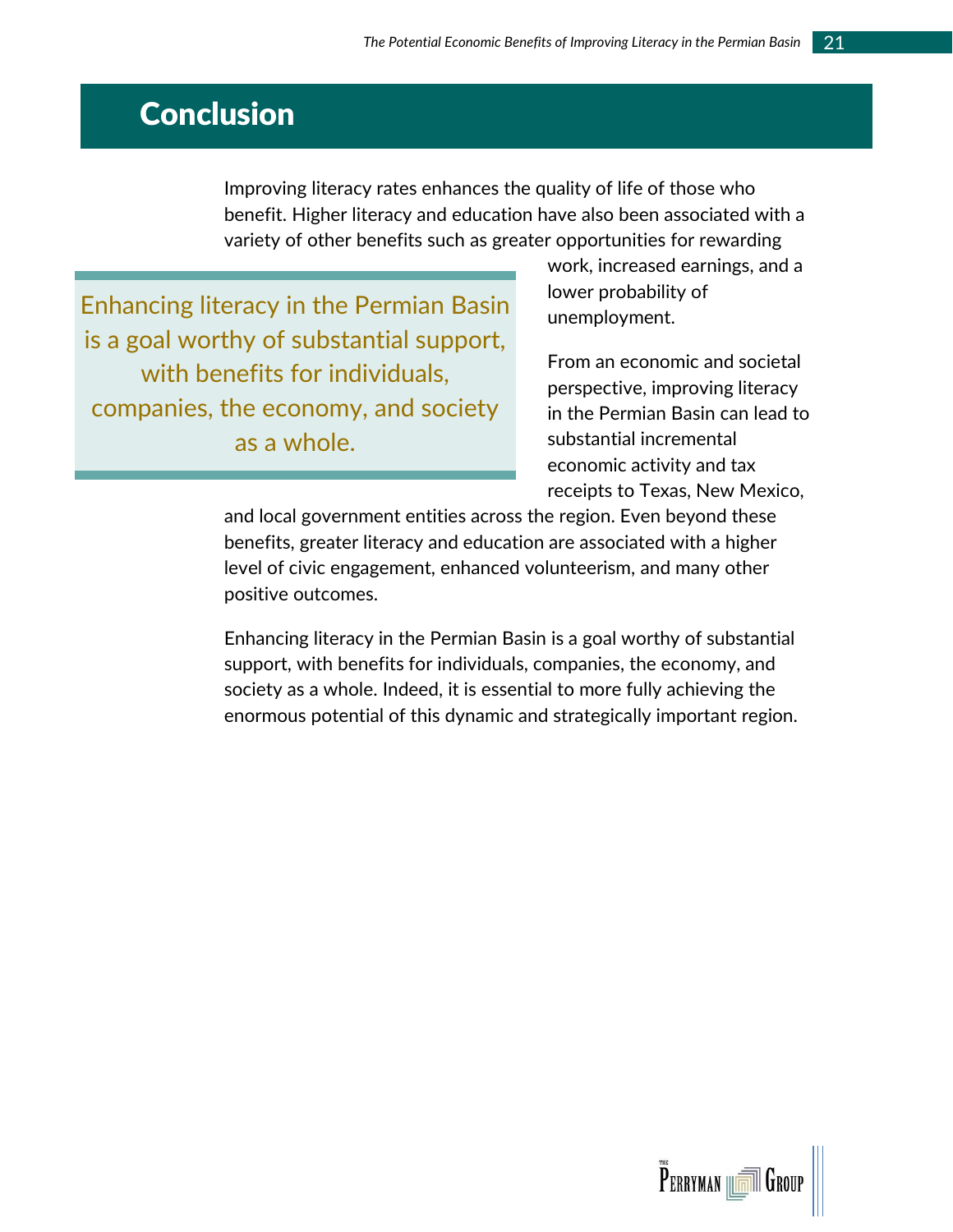# Conclusion

Improving literacy rates enhances the quality of life of those who benefit. Higher literacy and education have also been associated with a variety of other benefits such as greater opportunities for rewarding work, increased earnings, and a lower probability of unemployment.

> Enhancing literacy in the Permian Basin is a goal worthy of substantial support, with benefits for individuals, companies, the economy, and society as a whole.

From an economic and societal perspective, improving literacy in the Permian Basin can lead to substantial incremental economic activity and tax receipts to Texas, New Mexico, and local government entities across the region. Even beyond these benefits, greater literacy and education are associated with a higher level of civic engagement, enhanced volunteerism, and many other positive outcomes.

Enhancing literacy in the Permian Basin is a goal worthy of substantial support, with benefits for individuals, companies, the economy, and society as a whole. Indeed, it is essential to more fully achieving the enormous potential of this dynamic and strategically important region.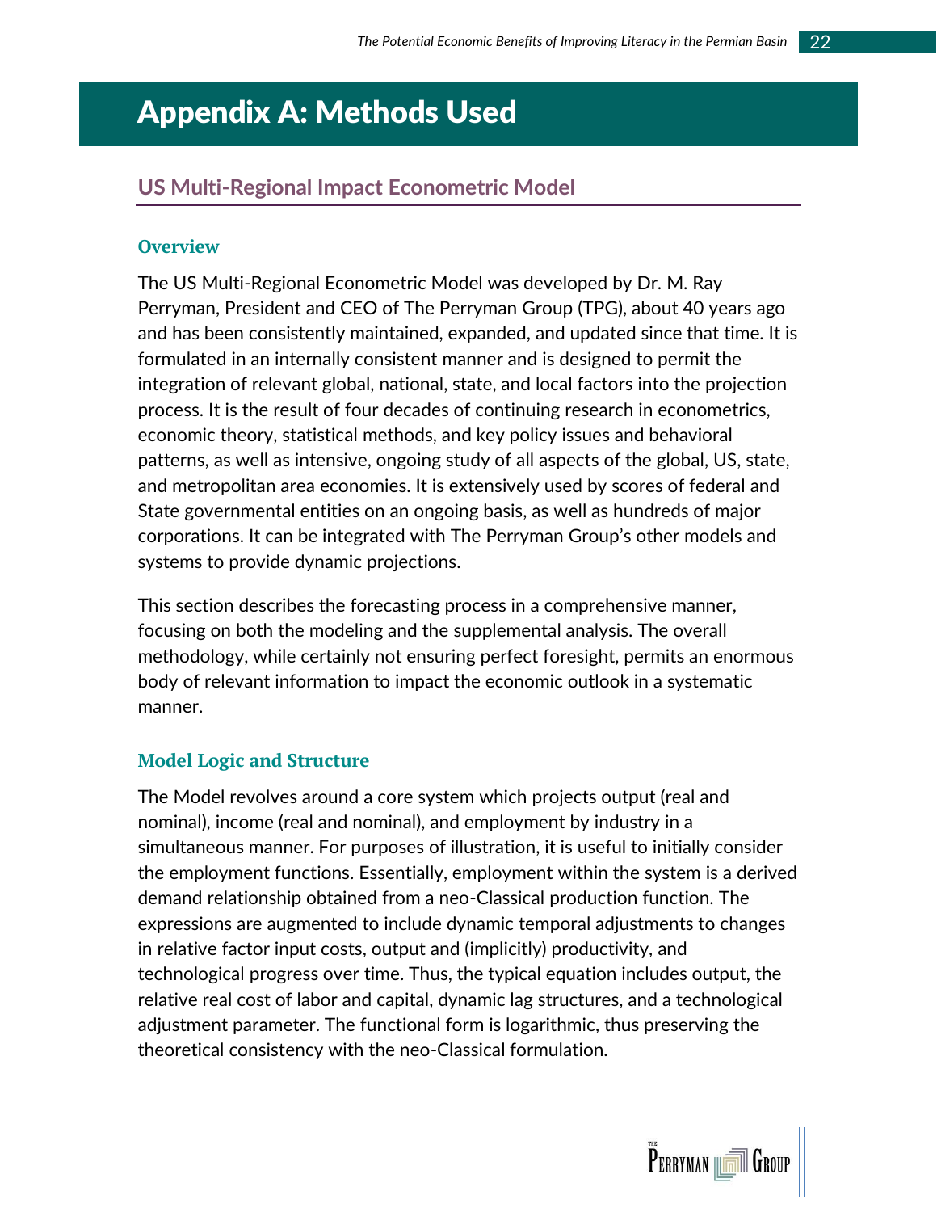# Appendix A: Methods Used

## US Multi-Regional Impact Econometric Model

### Overview

The US Multi-Regional Econometric Model was developed by Dr. M. Ray Perryman, President and CEO of The Perryman Group (TPG), about 40 years ago and has been consistently maintained, expanded, and updated since that time. It is formulated in an internally consistent manner and is designed to permit the integration of relevant global, national, state, and local factors into the projection process. It is the result of four decades of continuing research in econometrics, economic theory, statistical methods, and key policy issues and behavioral patterns, as well as intensive, ongoing study of all aspects of the global, US, state, and metropolitan area economies. It is extensively used by scores of federal and State governmental entities on an ongoing basis, as well as hundreds of major corporations. It can be integrated with The Perryman Group's other models and systems to provide dynamic projections.

This section describes the forecasting process in a comprehensive manner, focusing on both the modeling and the supplemental analysis. The overall methodology, while certainly not ensuring perfect foresight, permits an enormous body of relevant information to impact the economic outlook in a systematic manner.

### Model Logic and Structure

The Model revolves around a core system which projects output (real and nominal), income (real and nominal), and employment by industry in a simultaneous manner. For purposes of illustration, it is useful to initially consider the employment functions. Essentially, employment within the system is a derived demand relationship obtained from a neo-Classical production function. The expressions are augmented to include dynamic temporal adjustments to changes in relative factor input costs, output and (implicitly) productivity, and technological progress over time. Thus, the typical equation includes output, the relative real cost of labor and capital, dynamic lag structures, and a technological adjustment parameter. The functional form is logarithmic, thus preserving the theoretical consistency with the neo-Classical formulation.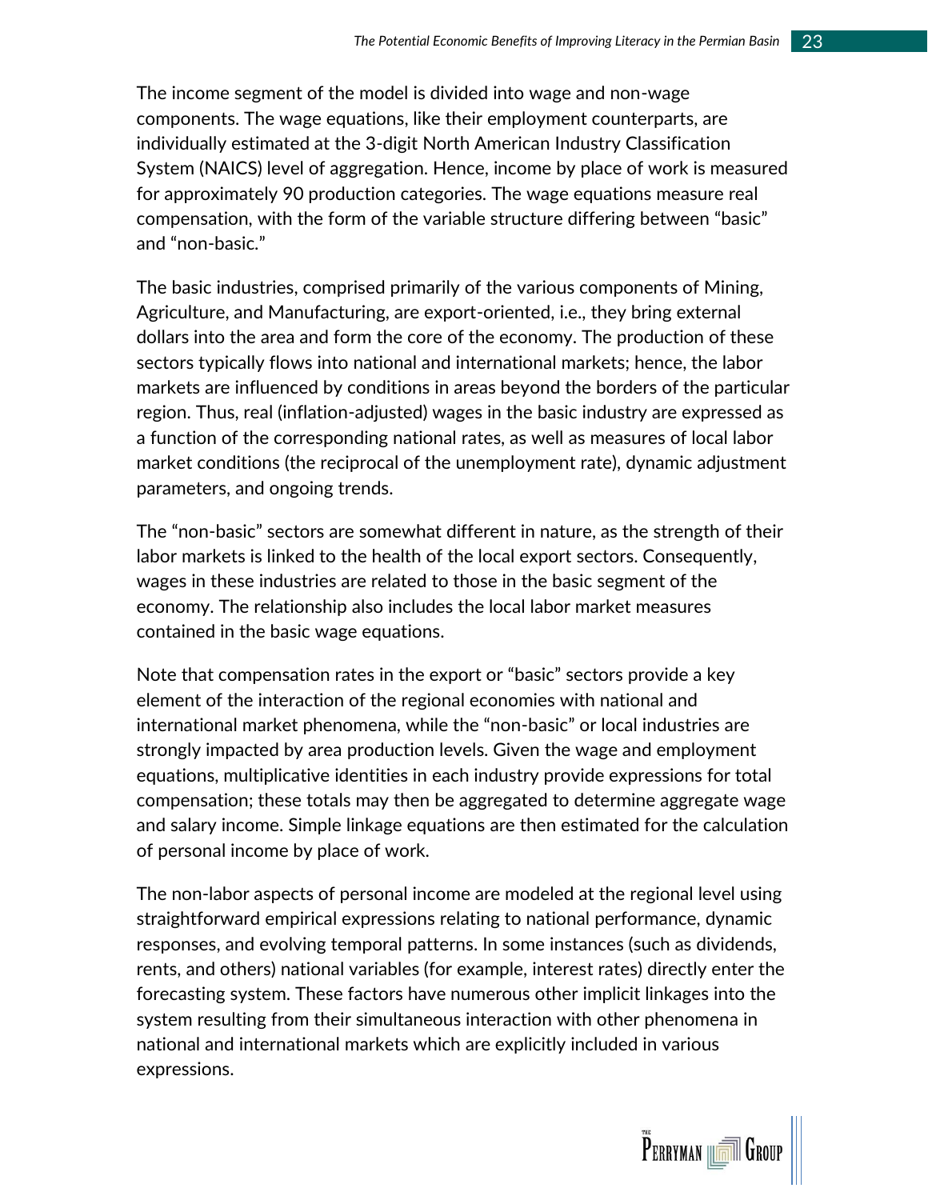The income segment of the model is divided into wage and non-wage components. The wage equations, like their employment counterparts, are individually estimated at the 3-digit North American Industry Classification System (NAICS) level of aggregation. Hence, income by place of work is measured for approximately 90 production categories. The wage equations measure real compensation, with the form of the variable structure differing between "basic" and "non-basic."

The basic industries, comprised primarily of the various components of Mining, Agriculture, and Manufacturing, are export-oriented, i.e., they bring external dollars into the area and form the core of the economy. The production of these sectors typically flows into national and international markets; hence, the labor markets are influenced by conditions in areas beyond the borders of the particular region. Thus, real (inflation-adjusted) wages in the basic industry are expressed as a function of the corresponding national rates, as well as measures of local labor market conditions (the reciprocal of the unemployment rate), dynamic adjustment parameters, and ongoing trends.

The "non-basic" sectors are somewhat different in nature, as the strength of their labor markets is linked to the health of the local export sectors. Consequently, wages in these industries are related to those in the basic segment of the economy. The relationship also includes the local labor market measures contained in the basic wage equations.

Note that compensation rates in the export or "basic" sectors provide a key element of the interaction of the regional economies with national and international market phenomena, while the "non-basic" or local industries are strongly impacted by area production levels. Given the wage and employment equations, multiplicative identities in each industry provide expressions for total compensation; these totals may then be aggregated to determine aggregate wage and salary income. Simple linkage equations are then estimated for the calculation of personal income by place of work.

The non-labor aspects of personal income are modeled at the regional level using straightforward empirical expressions relating to national performance, dynamic responses, and evolving temporal patterns. In some instances (such as dividends, rents, and others) national variables (for example, interest rates) directly enter the forecasting system. These factors have numerous other implicit linkages into the system resulting from their simultaneous interaction with other phenomena in national and international markets which are explicitly included in various expressions.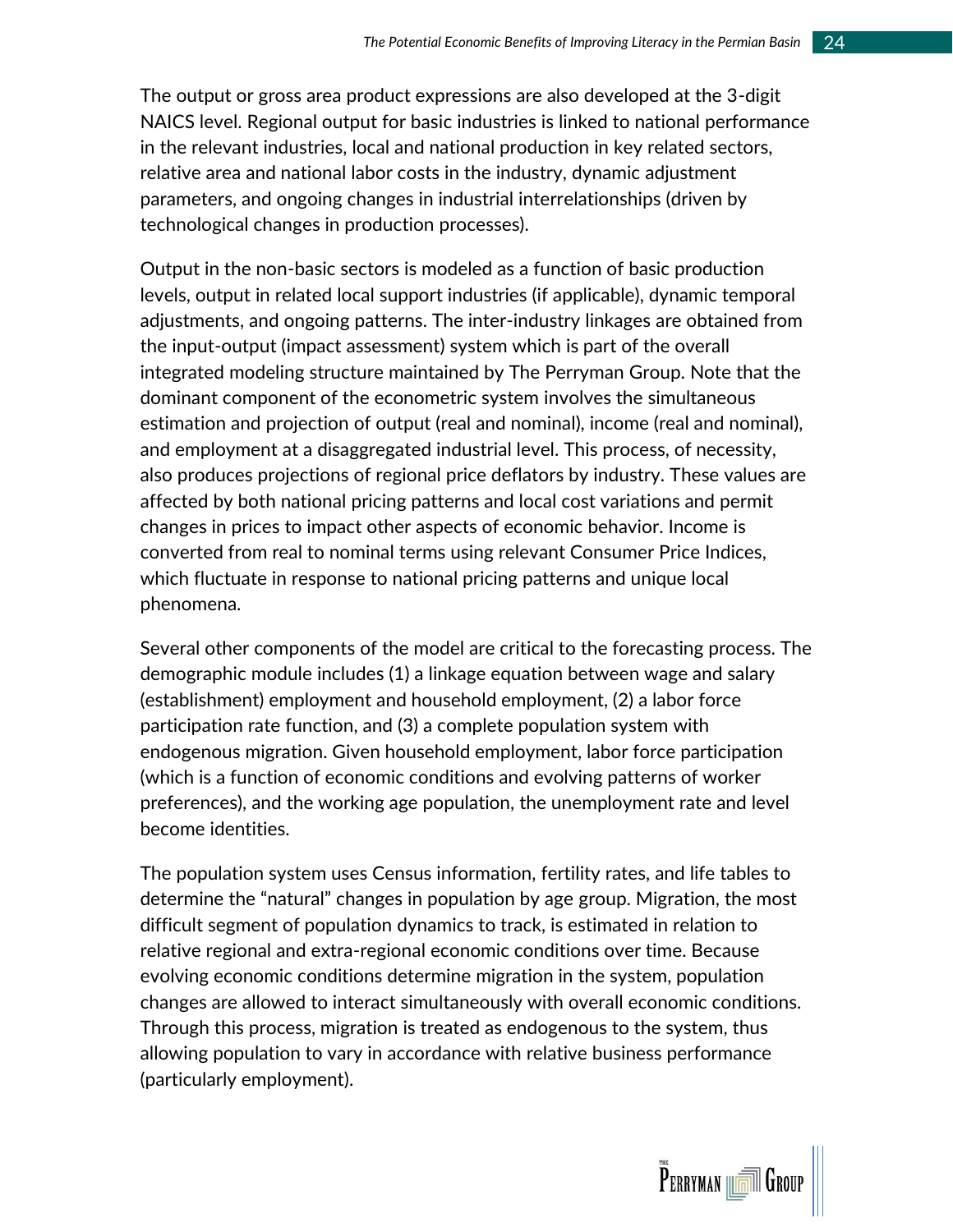The output or gross area product expressions are also developed at the 3-digit NAICS level. Regional output for basic industries is linked to national performance in the relevant industries, local and national production in key related sectors, relative area and national labor costs in the industry, dynamic adjustment parameters, and ongoing changes in industrial interrelationships (driven by technological changes in production processes).

Output in the non-basic sectors is modeled as a function of basic production levels, output in related local support industries (if applicable), dynamic temporal adjustments, and ongoing patterns. The inter-industry linkages are obtained from the input-output (impact assessment) system which is part of the overall integrated modeling structure maintained by The Perryman Group. Note that the dominant component of the econometric system involves the simultaneous estimation and projection of output (real and nominal), income (real and nominal), and employment at a disaggregated industrial level. This process, of necessity, also produces projections of regional price deflators by industry. These values are affected by both national pricing patterns and local cost variations and permit changes in prices to impact other aspects of economic behavior. Income is converted from real to nominal terms using relevant Consumer Price Indices, which fluctuate in response to national pricing patterns and unique local phenomena.

Several other components of the model are critical to the forecasting process. The demographic module includes (1) a linkage equation between wage and salary (establishment) employment and household employment, (2) a labor force participation rate function, and (3) a complete population system with endogenous migration. Given household employment, labor force participation (which is a function of economic conditions and evolving patterns of worker preferences), and the working age population, the unemployment rate and level become identities.

The population system uses Census information, fertility rates, and life tables to determine the "natural" changes in population by age group. Migration, the most difficult segment of population dynamics to track, is estimated in relation to relative regional and extra-regional economic conditions over time. Because evolving economic conditions determine migration in the system, population changes are allowed to interact simultaneously with overall economic conditions. Through this process, migration is treated as endogenous to the system, thus allowing population to vary in accordance with relative business performance (particularly employment).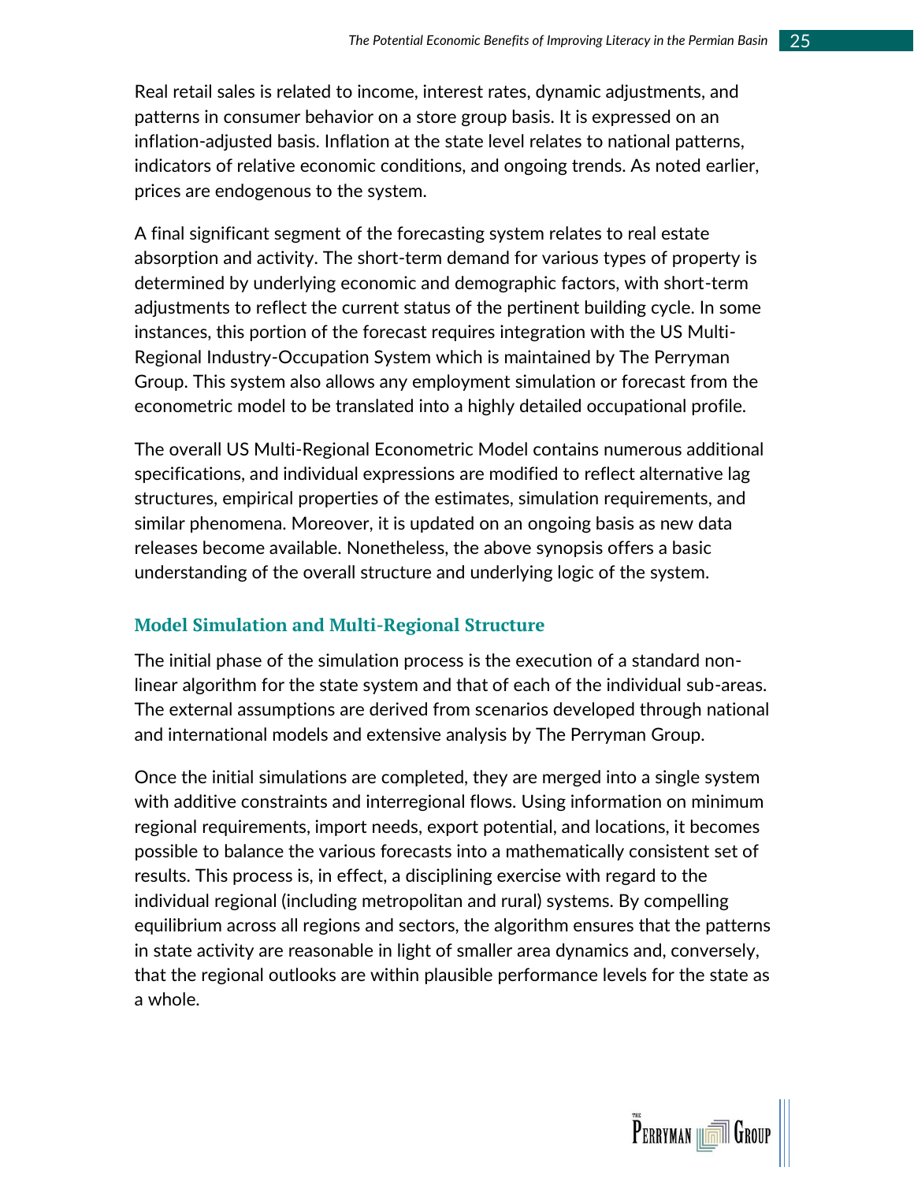Real retail sales is related to income, interest rates, dynamic adjustments, and patterns in consumer behavior on a store group basis. It is expressed on an inflation-adjusted basis. Inflation at the state level relates to national patterns, indicators of relative economic conditions, and ongoing trends. As noted earlier, prices are endogenous to the system.

A final significant segment of the forecasting system relates to real estate absorption and activity. The short-term demand for various types of property is determined by underlying economic and demographic factors, with short-term adjustments to reflect the current status of the pertinent building cycle. In some instances, this portion of the forecast requires integration with the US Multi-Regional Industry-Occupation System which is maintained by The Perryman Group. This system also allows any employment simulation or forecast from the econometric model to be translated into a highly detailed occupational profile.

The overall US Multi-Regional Econometric Model contains numerous additional specifications, and individual expressions are modified to reflect alternative lag structures, empirical properties of the estimates, simulation requirements, and similar phenomena. Moreover, it is updated on an ongoing basis as new data releases become available. Nonetheless, the above synopsis offers a basic understanding of the overall structure and underlying logic of the system.

### Model Simulation and Multi-Regional Structure

The initial phase of the simulation process is the execution of a standard non-linear algorithm for the state system and that of each of the individual sub-areas. The external assumptions are derived from scenarios developed through national and international models and extensive analysis by The Perryman Group.

Once the initial simulations are completed, they are merged into a single system with additive constraints and interregional flows. Using information on minimum regional requirements, import needs, export potential, and locations, it becomes possible to balance the various forecasts into a mathematically consistent set of results. This process is, in effect, a disciplining exercise with regard to the individual regional (including metropolitan and rural) systems. By compelling equilibrium across all regions and sectors, the algorithm ensures that the patterns in state activity are reasonable in light of smaller area dynamics and, conversely, that the regional outlooks are within plausible performance levels for the state as a whole.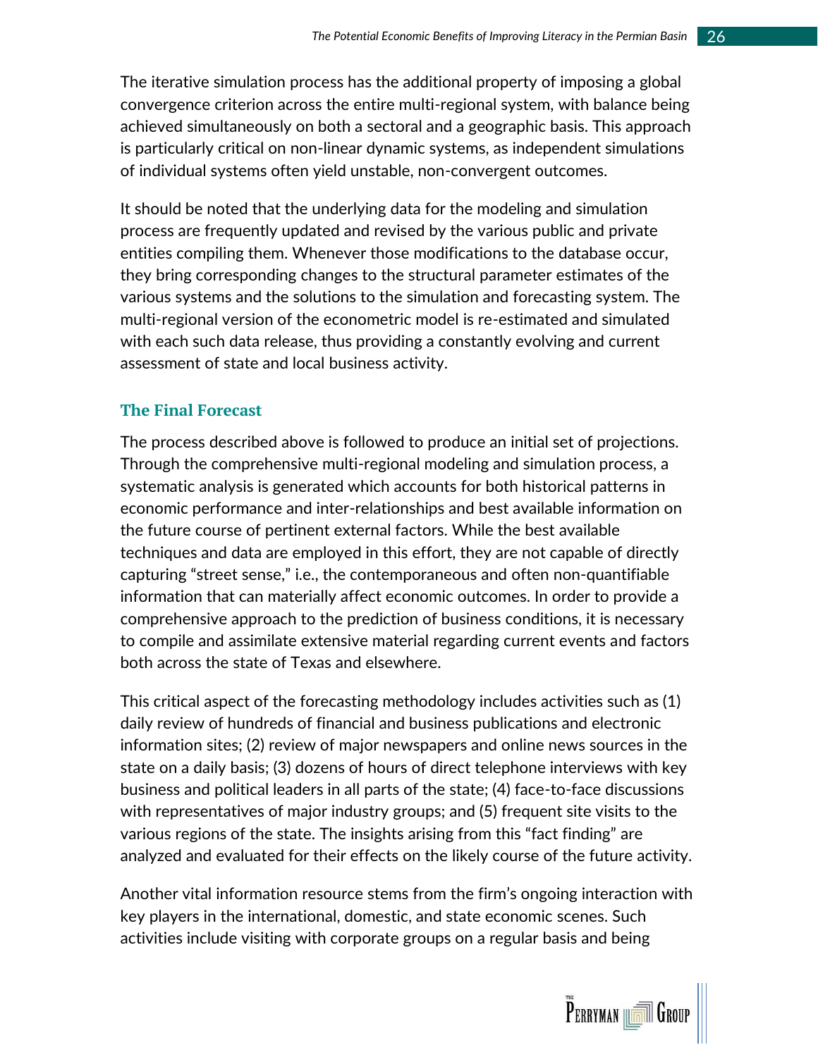The iterative simulation process has the additional property of imposing a global convergence criterion across the entire multi-regional system, with balance being achieved simultaneously on both a sectoral and a geographic basis. This approach is particularly critical on non-linear dynamic systems, as independent simulations of individual systems often yield unstable, non-convergent outcomes.

It should be noted that the underlying data for the modeling and simulation process are frequently updated and revised by the various public and private entities compiling them. Whenever those modifications to the database occur, they bring corresponding changes to the structural parameter estimates of the various systems and the solutions to the simulation and forecasting system. The multi-regional version of the econometric model is re-estimated and simulated with each such data release, thus providing a constantly evolving and current assessment of state and local business activity.

### The Final Forecast

The process described above is followed to produce an initial set of projections. Through the comprehensive multi-regional modeling and simulation process, a systematic analysis is generated which accounts for both historical patterns in economic performance and inter-relationships and best available information on the future course of pertinent external factors. While the best available techniques and data are employed in this effort, they are not capable of directly capturing "street sense," i.e., the contemporaneous and often non-quantifiable information that can materially affect economic outcomes. In order to provide a comprehensive approach to the prediction of business conditions, it is necessary to compile and assimilate extensive material regarding current events and factors both across the state of Texas and elsewhere.

This critical aspect of the forecasting methodology includes activities such as (1) daily review of hundreds of financial and business publications and electronic information sites; (2) review of major newspapers and online news sources in the state on a daily basis; (3) dozens of hours of direct telephone interviews with key business and political leaders in all parts of the state; (4) face-to-face discussions with representatives of major industry groups; and (5) frequent site visits to the various regions of the state. The insights arising from this "fact finding" are analyzed and evaluated for their effects on the likely course of the future activity.

Another vital information resource stems from the firm's ongoing interaction with key players in the international, domestic, and state economic scenes. Such activities include visiting with corporate groups on a regular basis and being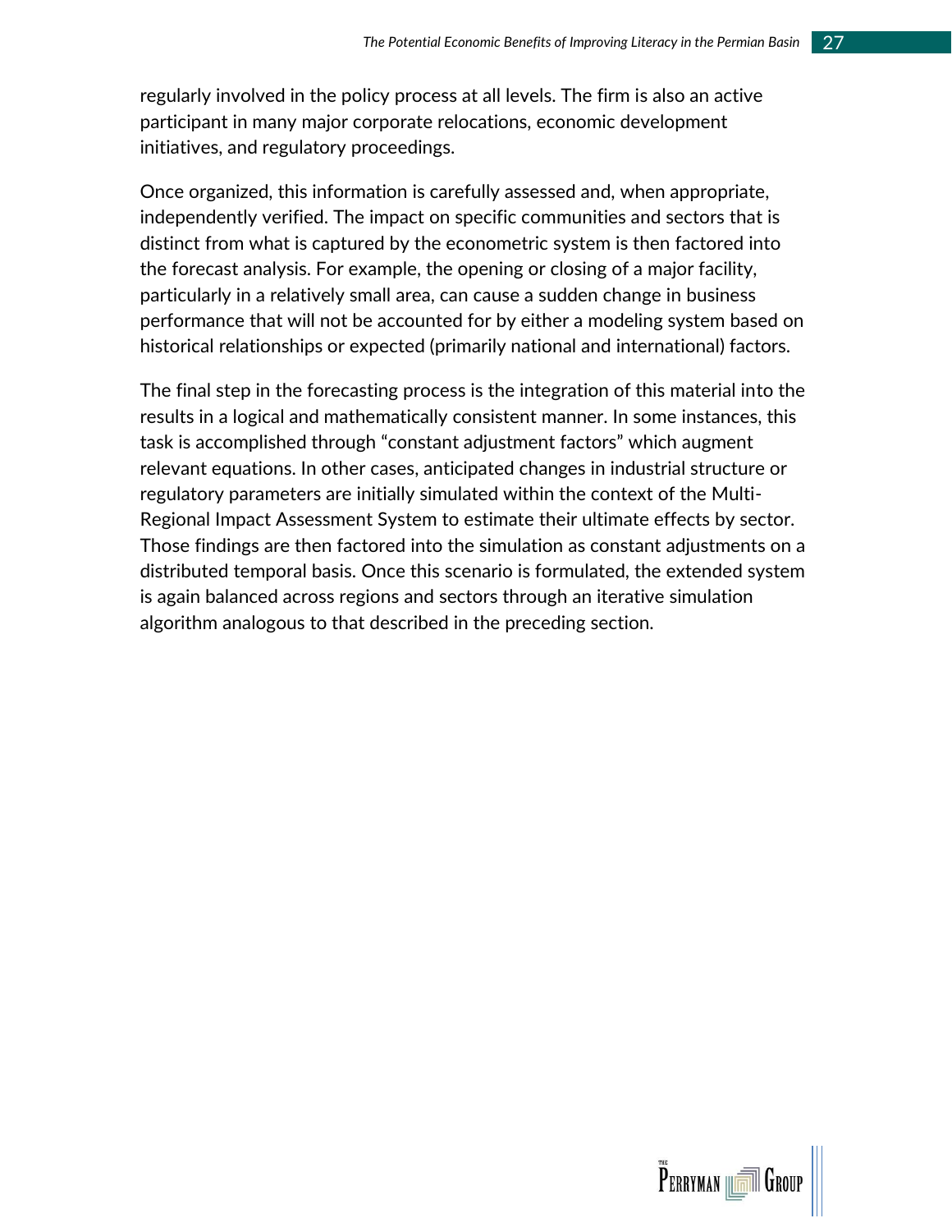regularly involved in the policy process at all levels. The firm is also an active participant in many major corporate relocations, economic development initiatives, and regulatory proceedings.

Once organized, this information is carefully assessed and, when appropriate, independently verified. The impact on specific communities and sectors that is distinct from what is captured by the econometric system is then factored into the forecast analysis. For example, the opening or closing of a major facility, particularly in a relatively small area, can cause a sudden change in business performance that will not be accounted for by either a modeling system based on historical relationships or expected (primarily national and international) factors.

The final step in the forecasting process is the integration of this material into the results in a logical and mathematically consistent manner. In some instances, this task is accomplished through "constant adjustment factors" which augment relevant equations. In other cases, anticipated changes in industrial structure or regulatory parameters are initially simulated within the context of the Multi-Regional Impact Assessment System to estimate their ultimate effects by sector. Those findings are then factored into the simulation as constant adjustments on a distributed temporal basis. Once this scenario is formulated, the extended system is again balanced across regions and sectors through an iterative simulation algorithm analogous to that described in the preceding section.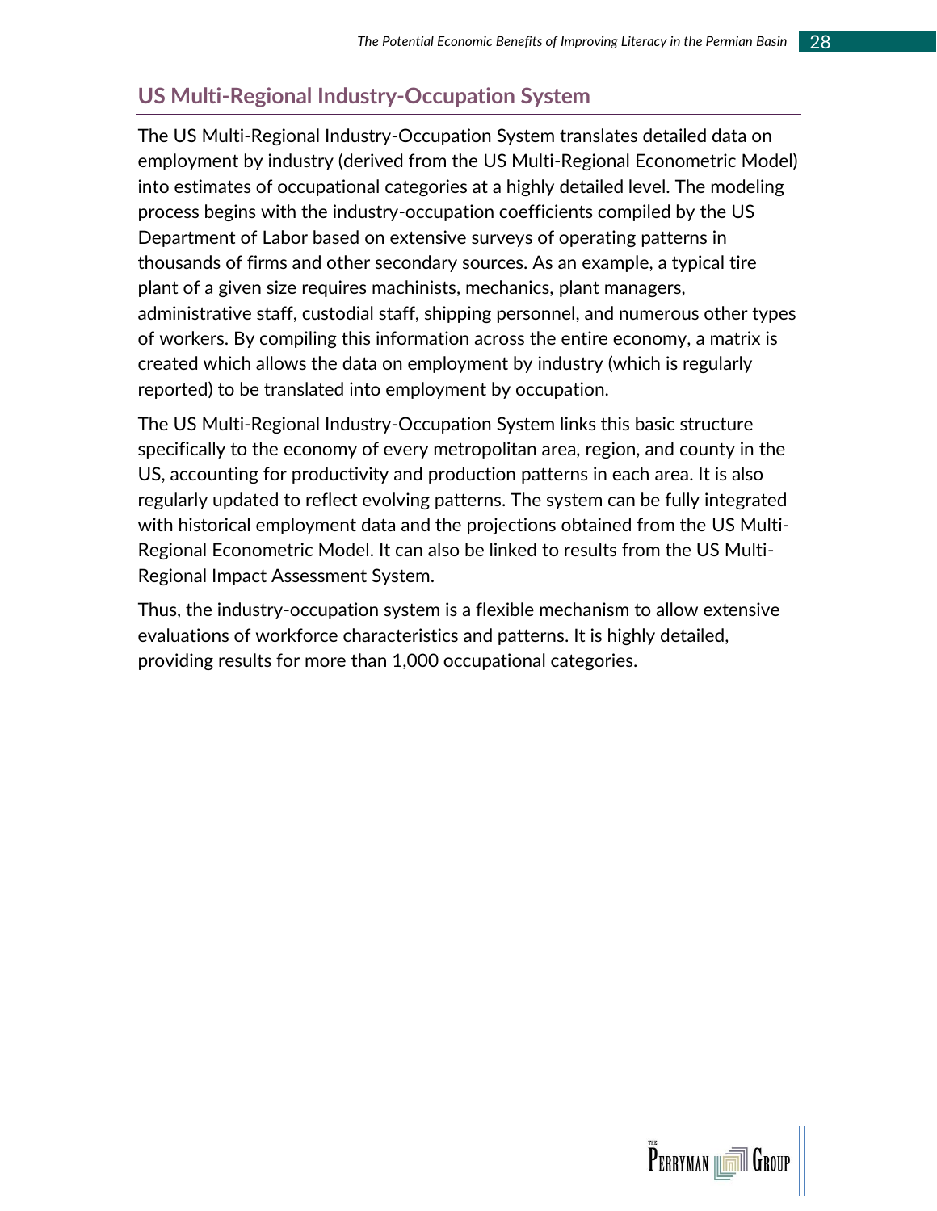## US Multi-Regional Industry-Occupation System

The US Multi-Regional Industry-Occupation System translates detailed data on employment by industry (derived from the US Multi-Regional Econometric Model) into estimates of occupational categories at a highly detailed level. The modeling process begins with the industry-occupation coefficients compiled by the US Department of Labor based on extensive surveys of operating patterns in thousands of firms and other secondary sources. As an example, a typical tire plant of a given size requires machinists, mechanics, plant managers, administrative staff, custodial staff, shipping personnel, and numerous other types of workers. By compiling this information across the entire economy, a matrix is created which allows the data on employment by industry (which is regularly reported) to be translated into employment by occupation.

The US Multi-Regional Industry-Occupation System links this basic structure specifically to the economy of every metropolitan area, region, and county in the US, accounting for productivity and production patterns in each area. It is also regularly updated to reflect evolving patterns. The system can be fully integrated with historical employment data and the projections obtained from the US Multi-Regional Econometric Model. It can also be linked to results from the US Multi-Regional Impact Assessment System.

Thus, the industry-occupation system is a flexible mechanism to allow extensive evaluations of workforce characteristics and patterns. It is highly detailed, providing results for more than 1,000 occupational categories.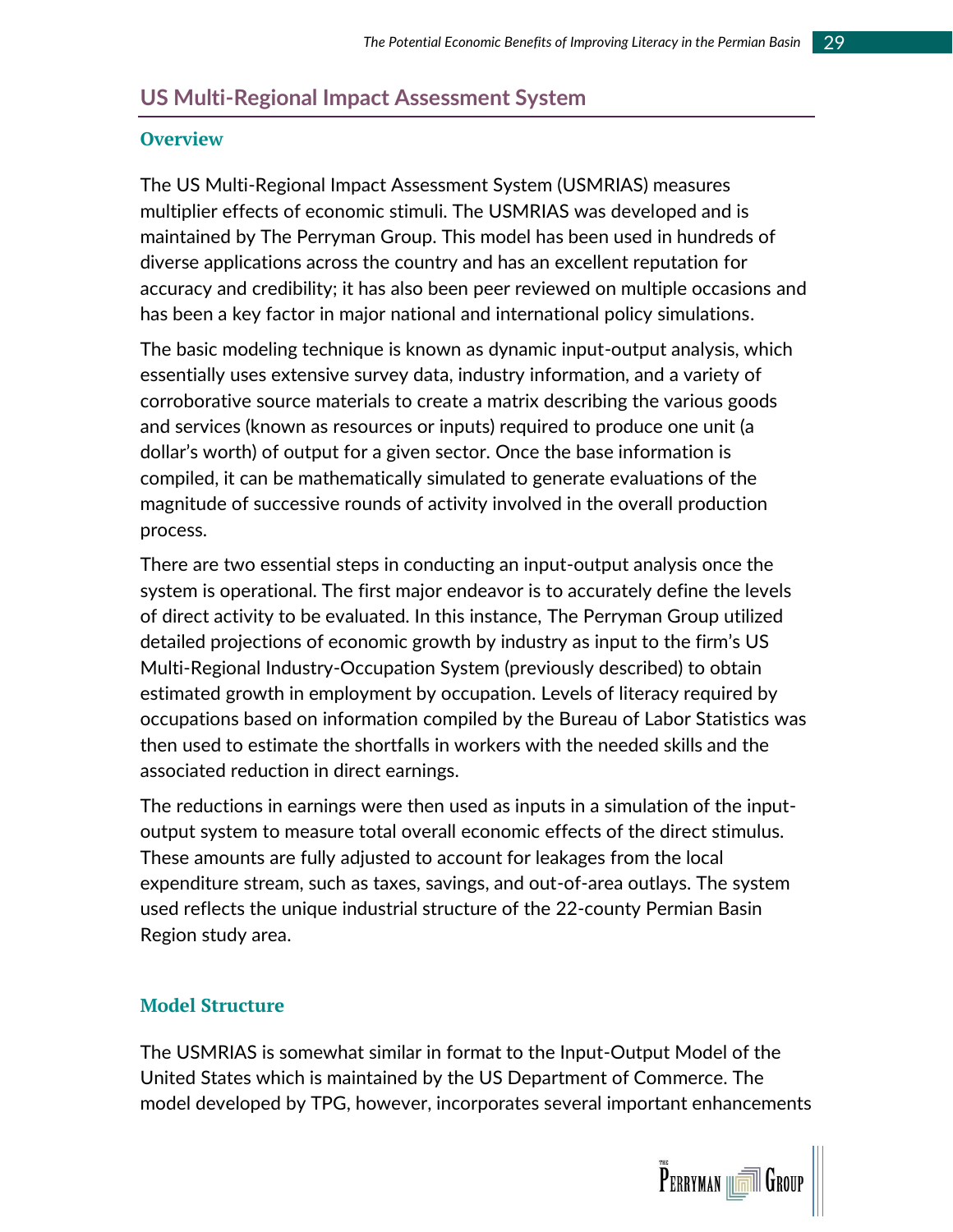## US Multi-Regional Impact Assessment System

### Overview

The US Multi-Regional Impact Assessment System (USMRIAS) measures multiplier effects of economic stimuli. The USMRIAS was developed and is maintained by The Perryman Group. This model has been used in hundreds of diverse applications across the country and has an excellent reputation for accuracy and credibility; it has also been peer reviewed on multiple occasions and has been a key factor in major national and international policy simulations.

The basic modeling technique is known as dynamic input-output analysis, which essentially uses extensive survey data, industry information, and a variety of corroborative source materials to create a matrix describing the various goods and services (known as resources or inputs) required to produce one unit (a dollar's worth) of output for a given sector. Once the base information is compiled, it can be mathematically simulated to generate evaluations of the magnitude of successive rounds of activity involved in the overall production process.

There are two essential steps in conducting an input-output analysis once the system is operational. The first major endeavor is to accurately define the levels of direct activity to be evaluated. In this instance, The Perryman Group utilized detailed projections of economic growth by industry as input to the firm's US Multi-Regional Industry-Occupation System (previously described) to obtain estimated growth in employment by occupation. Levels of literacy required by occupations based on information compiled by the Bureau of Labor Statistics was then used to estimate the shortfalls in workers with the needed skills and the associated reduction in direct earnings.

The reductions in earnings were then used as inputs in a simulation of the input-output system to measure total overall economic effects of the direct stimulus. These amounts are fully adjusted to account for leakages from the local expenditure stream, such as taxes, savings, and out-of-area outlays. The system used reflects the unique industrial structure of the 22-county Permian Basin Region study area.

### Model Structure

The USMRIAS is somewhat similar in format to the Input-Output Model of the United States which is maintained by the US Department of Commerce. The model developed by TPG, however, incorporates several important enhancements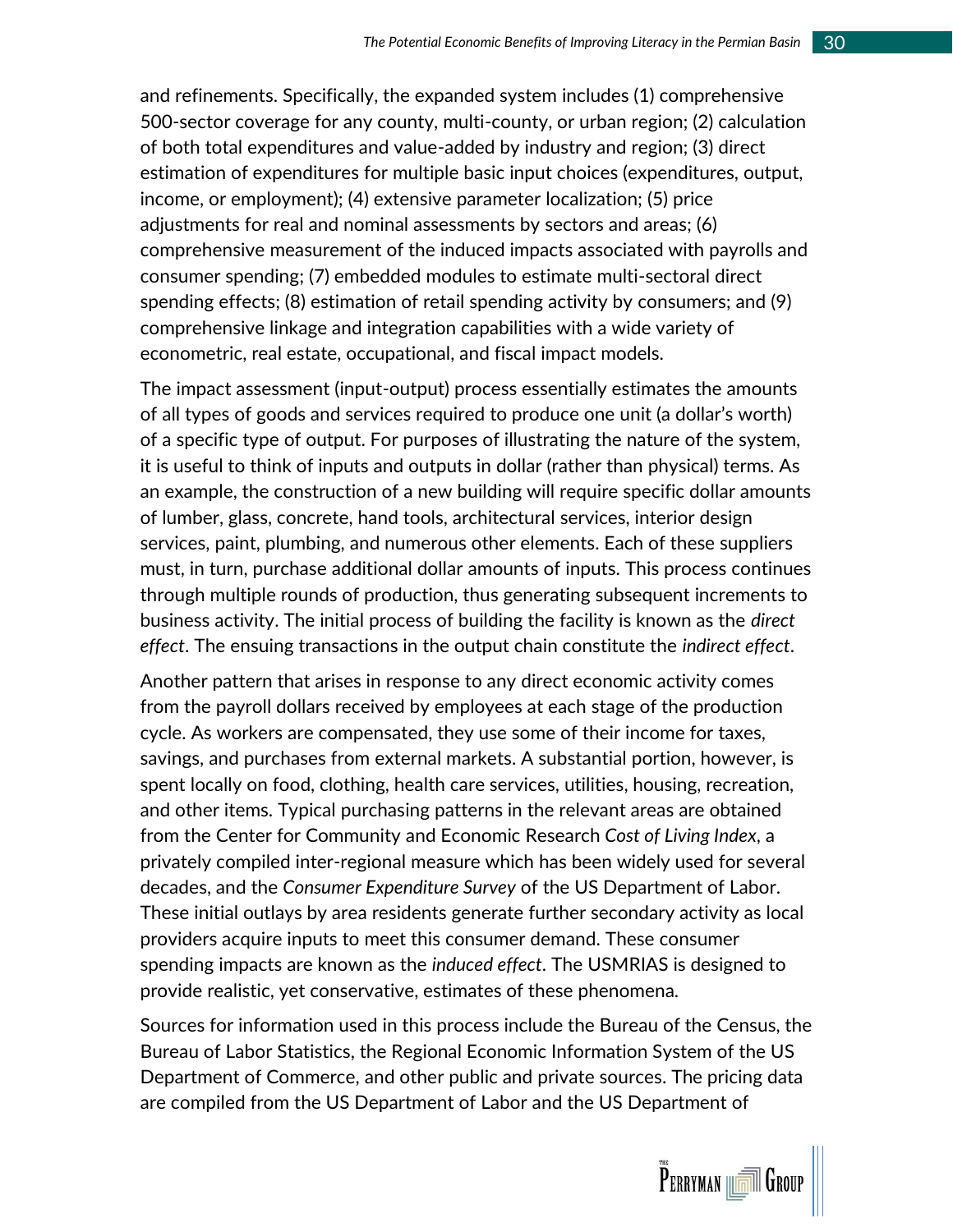and refinements. Specifically, the expanded system includes (1) comprehensive 500-sector coverage for any county, multi-county, or urban region; (2) calculation of both total expenditures and value-added by industry and region; (3) direct estimation of expenditures for multiple basic input choices (expenditures, output, income, or employment); (4) extensive parameter localization; (5) price adjustments for real and nominal assessments by sectors and areas; (6) comprehensive measurement of the induced impacts associated with payrolls and consumer spending; (7) embedded modules to estimate multi-sectoral direct spending effects; (8) estimation of retail spending activity by consumers; and (9) comprehensive linkage and integration capabilities with a wide variety of econometric, real estate, occupational, and fiscal impact models.

The impact assessment (input-output) process essentially estimates the amounts of all types of goods and services required to produce one unit (a dollar's worth) of a specific type of output. For purposes of illustrating the nature of the system, it is useful to think of inputs and outputs in dollar (rather than physical) terms. As an example, the construction of a new building will require specific dollar amounts of lumber, glass, concrete, hand tools, architectural services, interior design services, paint, plumbing, and numerous other elements. Each of these suppliers must, in turn, purchase additional dollar amounts of inputs. This process continues through multiple rounds of production, thus generating subsequent increments to business activity. The initial process of building the facility is known as the *direct effect*. The ensuing transactions in the output chain constitute the *indirect effect*.

Another pattern that arises in response to any direct economic activity comes from the payroll dollars received by employees at each stage of the production cycle. As workers are compensated, they use some of their income for taxes, savings, and purchases from external markets. A substantial portion, however, is spent locally on food, clothing, health care services, utilities, housing, recreation, and other items. Typical purchasing patterns in the relevant areas are obtained from the Center for Community and Economic Research *Cost of Living Index*, a privately compiled inter-regional measure which has been widely used for several decades, and the *Consumer Expenditure Survey* of the US Department of Labor. These initial outlays by area residents generate further secondary activity as local providers acquire inputs to meet this consumer demand. These consumer spending impacts are known as the *induced effect*. The USMRIAS is designed to provide realistic, yet conservative, estimates of these phenomena.

Sources for information used in this process include the Bureau of the Census, the Bureau of Labor Statistics, the Regional Economic Information System of the US Department of Commerce, and other public and private sources. The pricing data are compiled from the US Department of Labor and the US Department of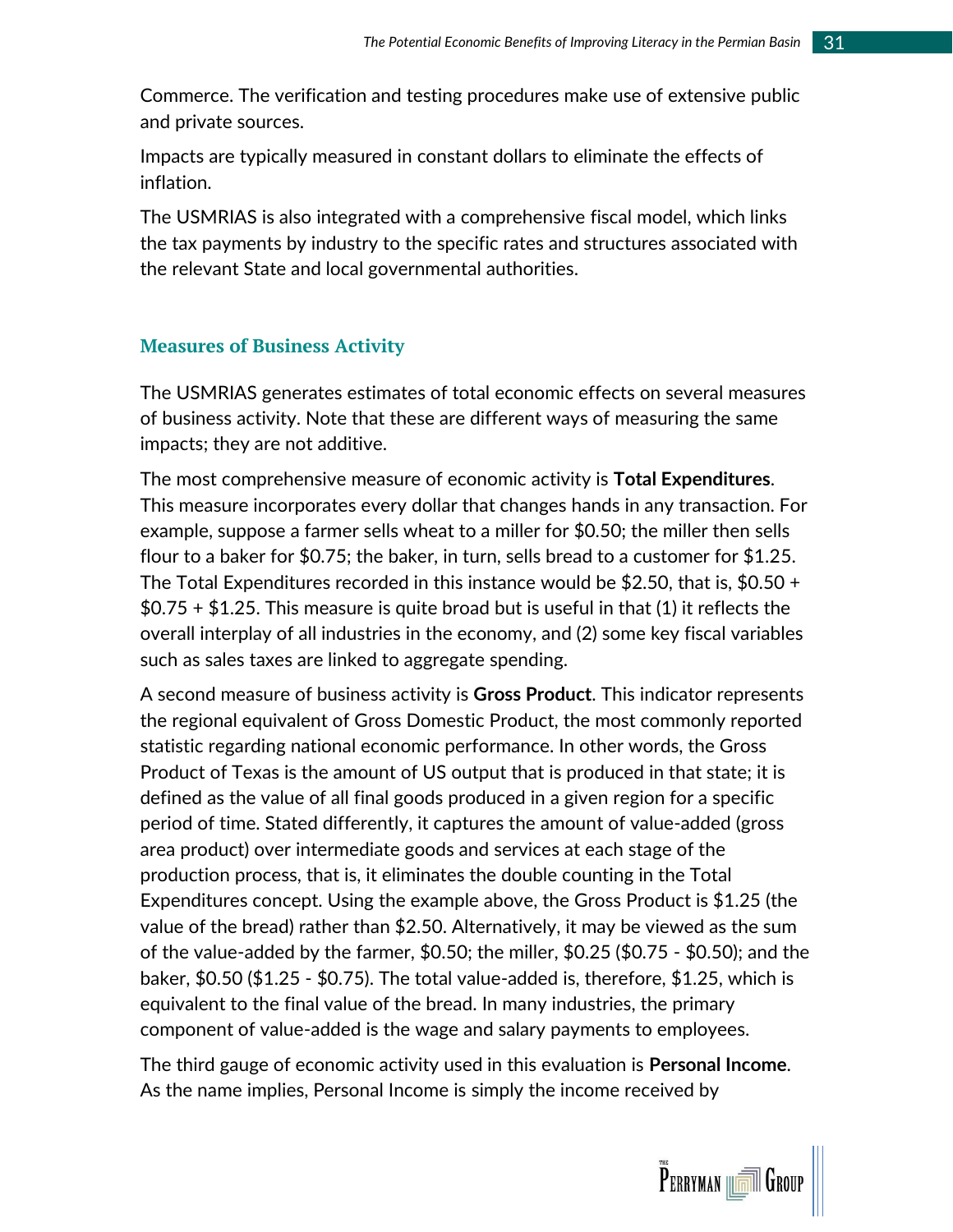Commerce. The verification and testing procedures make use of extensive public and private sources.

Impacts are typically measured in constant dollars to eliminate the effects of inflation.

The USMRIAS is also integrated with a comprehensive fiscal model, which links the tax payments by industry to the specific rates and structures associated with the relevant State and local governmental authorities.

## Measures of Business Activity

The USMRIAS generates estimates of total economic effects on several measures of business activity. Note that these are different ways of measuring the same impacts; they are not additive.

The most comprehensive measure of economic activity is **Total Expenditures**. This measure incorporates every dollar that changes hands in any transaction. For example, suppose a farmer sells wheat to a miller for $0.50; the miller then sells flour to a baker for $0.75; the baker, in turn, sells bread to a customer for $1.25. The Total Expenditures recorded in this instance would be $2.50, that is, $0.50 + $0.75 + $1.25. This measure is quite broad but is useful in that (1) it reflects the overall interplay of all industries in the economy, and (2) some key fiscal variables such as sales taxes are linked to aggregate spending.

A second measure of business activity is **Gross Product**. This indicator represents the regional equivalent of Gross Domestic Product, the most commonly reported statistic regarding national economic performance. In other words, the Gross Product of Texas is the amount of US output that is produced in that state; it is defined as the value of all final goods produced in a given region for a specific period of time. Stated differently, it captures the amount of value-added (gross area product) over intermediate goods and services at each stage of the production process, that is, it eliminates the double counting in the Total Expenditures concept. Using the example above, the Gross Product is $1.25 (the value of the bread) rather than $2.50. Alternatively, it may be viewed as the sum of the value-added by the farmer, $0.50; the miller, $0.25 ($0.75 - $0.50); and the baker, $0.50 ($1.25 - $0.75). The total value-added is, therefore, $1.25, which is equivalent to the final value of the bread. In many industries, the primary component of value-added is the wage and salary payments to employees.

The third gauge of economic activity used in this evaluation is **Personal Income**. As the name implies, Personal Income is simply the income received by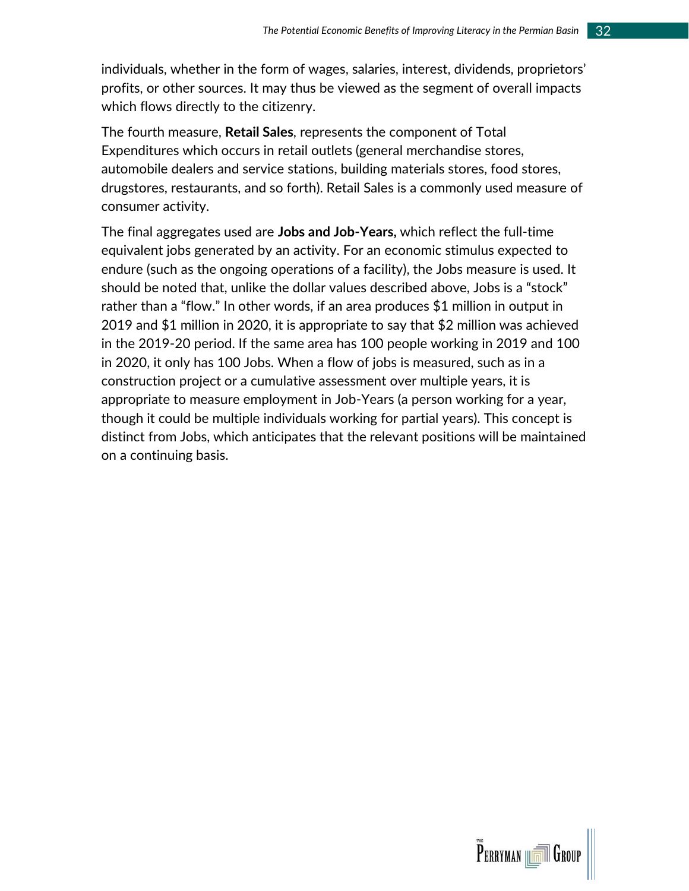individuals, whether in the form of wages, salaries, interest, dividends, proprietors' profits, or other sources. It may thus be viewed as the segment of overall impacts which flows directly to the citizenry.

The fourth measure, **Retail Sales**, represents the component of Total Expenditures which occurs in retail outlets (general merchandise stores, automobile dealers and service stations, building materials stores, food stores, drugstores, restaurants, and so forth). Retail Sales is a commonly used measure of consumer activity.

The final aggregates used are **Jobs and Job-Years,** which reflect the full-time equivalent jobs generated by an activity. For an economic stimulus expected to endure (such as the ongoing operations of a facility), the Jobs measure is used. It should be noted that, unlike the dollar values described above, Jobs is a "stock" rather than a "flow." In other words, if an area produces $1 million in output in 2019 and $1 million in 2020, it is appropriate to say that $2 million was achieved in the 2019-20 period. If the same area has 100 people working in 2019 and 100 in 2020, it only has 100 Jobs. When a flow of jobs is measured, such as in a construction project or a cumulative assessment over multiple years, it is appropriate to measure employment in Job-Years (a person working for a year, though it could be multiple individuals working for partial years). This concept is distinct from Jobs, which anticipates that the relevant positions will be maintained on a continuing basis.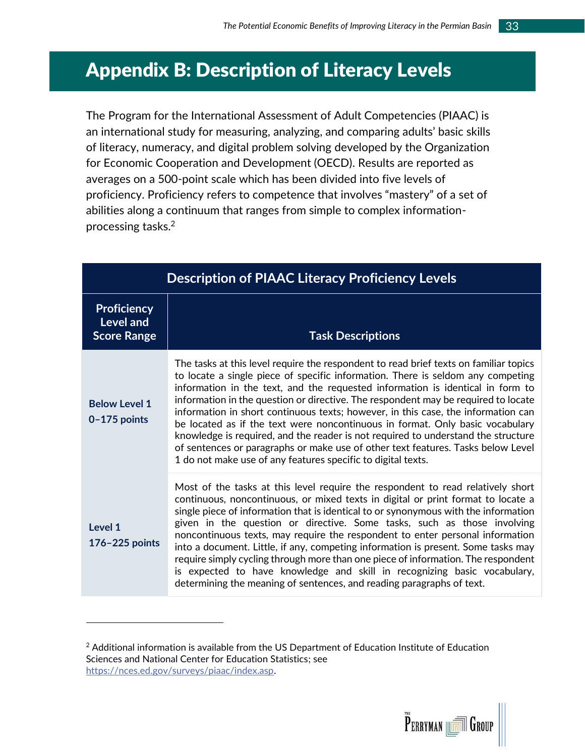# Appendix B: Description of Literacy Levels

The Program for the International Assessment of Adult Competencies (PIAAC) is an international study for measuring, analyzing, and comparing adults' basic skills of literacy, numeracy, and digital problem solving developed by the Organization for Economic Cooperation and Development (OECD). Results are reported as averages on a 500-point scale which has been divided into five levels of proficiency. Proficiency refers to competence that involves "mastery" of a set of abilities along a continuum that ranges from simple to complex information-processing tasks.[2]

| Description of PIAAC Literacy Proficiency Levels | |
|---|---|
| **Proficiency Level and Score Range** | **Task Descriptions** |
| **Below Level 1**<br>**0–175 points** | The tasks at this level require the respondent to read brief texts on familiar topics to locate a single piece of specific information. There is seldom any competing information in the text, and the requested information is identical in form to information in the question or directive. The respondent may be required to locate information in short continuous texts; however, in this case, the information can be located as if the text were noncontinuous in format. Only basic vocabulary knowledge is required, and the reader is not required to understand the structure of sentences or paragraphs or make use of other text features. Tasks below Level 1 do not make use of any features specific to digital texts. |
| **Level 1**<br>**176–225 points** | Most of the tasks at this level require the respondent to read relatively short continuous, noncontinuous, or mixed texts in digital or print format to locate a single piece of information that is identical to or synonymous with the information given in the question or directive. Some tasks, such as those involving noncontinuous texts, may require the respondent to enter personal information into a document. Little, if any, competing information is present. Some tasks may require simply cycling through more than one piece of information. The respondent is expected to have knowledge and skill in recognizing basic vocabulary, determining the meaning of sentences, and reading paragraphs of text. |

[2] Additional information is available from the US Department of Education Institute of Education Sciences and National Center for Education Statistics; see https://nces.ed.gov/surveys/piaac/index.asp.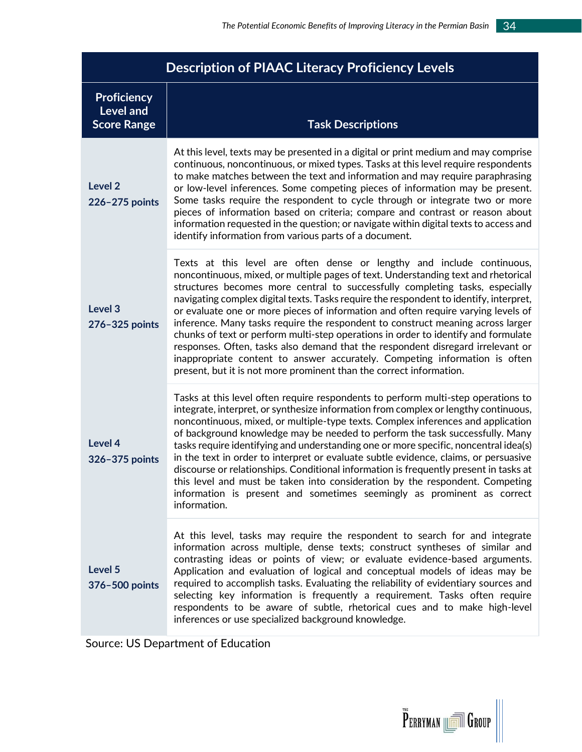| Description of PIAAC Literacy Proficiency Levels | |
|---|---|
| **Proficiency Level and Score Range** | **Task Descriptions** |
| **Level 2**<br>**226–275 points** | At this level, texts may be presented in a digital or print medium and may comprise continuous, noncontinuous, or mixed types. Tasks at this level require respondents to make matches between the text and information and may require paraphrasing or low-level inferences. Some competing pieces of information may be present. Some tasks require the respondent to cycle through or integrate two or more pieces of information based on criteria; compare and contrast or reason about information requested in the question; or navigate within digital texts to access and identify information from various parts of a document. |
| **Level 3**<br>**276–325 points** | Texts at this level are often dense or lengthy and include continuous, noncontinuous, mixed, or multiple pages of text. Understanding text and rhetorical structures becomes more central to successfully completing tasks, especially navigating complex digital texts. Tasks require the respondent to identify, interpret, or evaluate one or more pieces of information and often require varying levels of inference. Many tasks require the respondent to construct meaning across larger chunks of text or perform multi-step operations in order to identify and formulate responses. Often, tasks also demand that the respondent disregard irrelevant or inappropriate content to answer accurately. Competing information is often present, but it is not more prominent than the correct information. |
| **Level 4**<br>**326–375 points** | Tasks at this level often require respondents to perform multi-step operations to integrate, interpret, or synthesize information from complex or lengthy continuous, noncontinuous, mixed, or multiple-type texts. Complex inferences and application of background knowledge may be needed to perform the task successfully. Many tasks require identifying and understanding one or more specific, noncentral idea(s) in the text in order to interpret or evaluate subtle evidence, claims, or persuasive discourse or relationships. Conditional information is frequently present in tasks at this level and must be taken into consideration by the respondent. Competing information is present and sometimes seemingly as prominent as correct information. |
| **Level 5**<br>**376–500 points** | At this level, tasks may require the respondent to search for and integrate information across multiple, dense texts; construct syntheses of similar and contrasting ideas or points of view; or evaluate evidence-based arguments. Application and evaluation of logical and conceptual models of ideas may be required to accomplish tasks. Evaluating the reliability of evidentiary sources and selecting key information is frequently a requirement. Tasks often require respondents to be aware of subtle, rhetorical cues and to make high-level inferences or use specialized background knowledge. |

Source: US Department of Education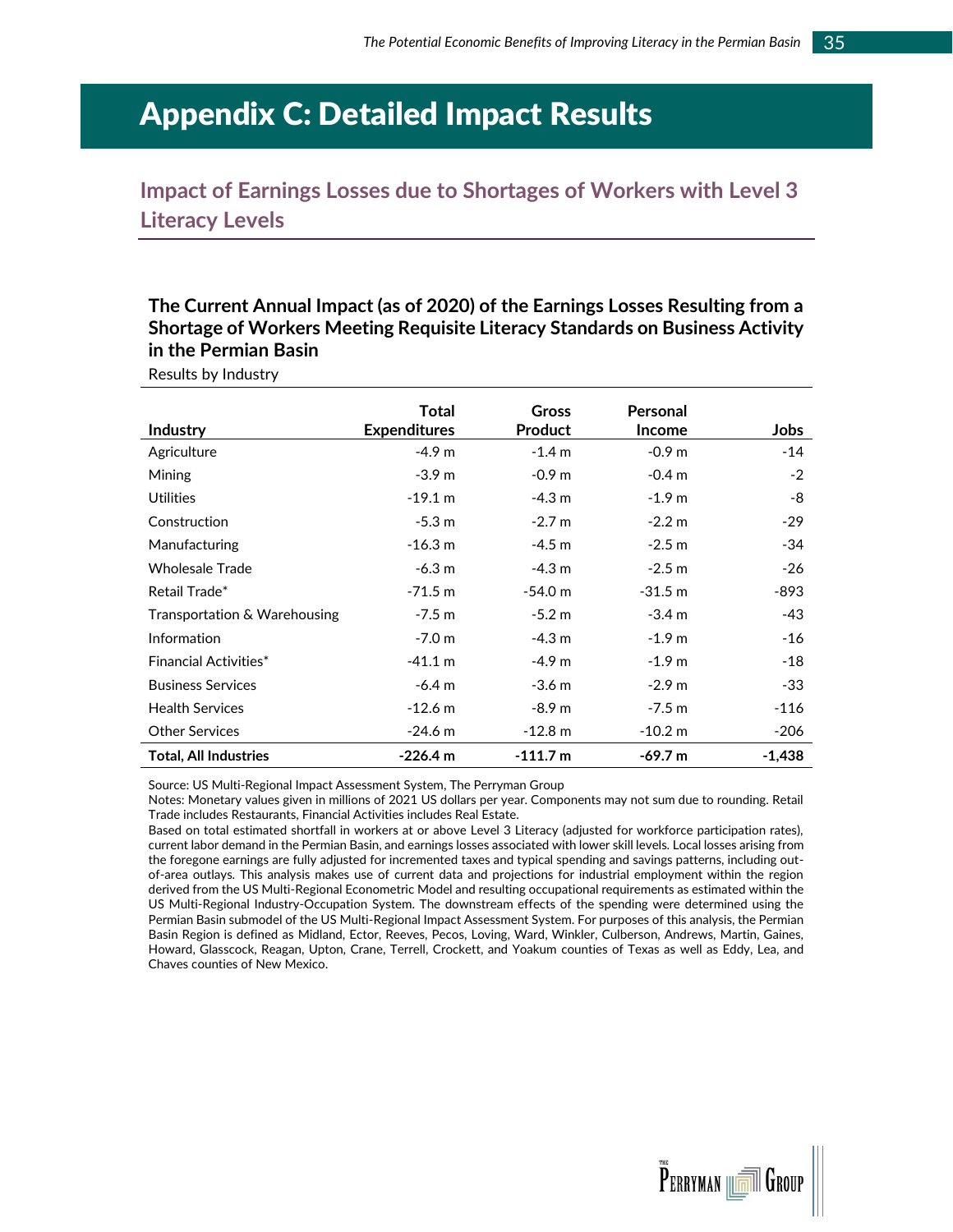# Appendix C: Detailed Impact Results

## Impact of Earnings Losses due to Shortages of Workers with Level 3 Literacy Levels

**The Current Annual Impact (as of 2020) of the Earnings Losses Resulting from a Shortage of Workers Meeting Requisite Literacy Standards on Business Activity in the Permian Basin**

Results by Industry

| Industry | Total Expenditures | Gross Product | Personal Income | Jobs |
|---|---|---|---|---|
| Agriculture | -4.9 m | -1.4 m | -0.9 m | -14 |
| Mining | -3.9 m | -0.9 m | -0.4 m | -2 |
| Utilities | -19.1 m | -4.3 m | -1.9 m | -8 |
| Construction | -5.3 m | -2.7 m | -2.2 m | -29 |
| Manufacturing | -16.3 m | -4.5 m | -2.5 m | -34 |
| Wholesale Trade | -6.3 m | -4.3 m | -2.5 m | -26 |
| Retail Trade* | -71.5 m | -54.0 m | -31.5 m | -893 |
| Transportation & Warehousing | -7.5 m | -5.2 m | -3.4 m | -43 |
| Information | -7.0 m | -4.3 m | -1.9 m | -16 |
| Financial Activities* | -41.1 m | -4.9 m | -1.9 m | -18 |
| Business Services | -6.4 m | -3.6 m | -2.9 m | -33 |
| Health Services | -12.6 m | -8.9 m | -7.5 m | -116 |
| Other Services | -24.6 m | -12.8 m | -10.2 m | -206 |
| **Total, All Industries** | **-226.4 m** | **-111.7 m** | **-69.7 m** | **-1,438** |

Source: US Multi-Regional Impact Assessment System, The Perryman Group

Notes: Monetary values given in millions of 2021 US dollars per year. Components may not sum due to rounding. Retail Trade includes Restaurants, Financial Activities includes Real Estate.

Based on total estimated shortfall in workers at or above Level 3 Literacy (adjusted for workforce participation rates), current labor demand in the Permian Basin, and earnings losses associated with lower skill levels. Local losses arising from the foregone earnings are fully adjusted for incremented taxes and typical spending and savings patterns, including out-of-area outlays. This analysis makes use of current data and projections for industrial employment within the region derived from the US Multi-Regional Econometric Model and resulting occupational requirements as estimated within the US Multi-Regional Industry-Occupation System. The downstream effects of the spending were determined using the Permian Basin submodel of the US Multi-Regional Impact Assessment System. For purposes of this analysis, the Permian Basin Region is defined as Midland, Ector, Reeves, Pecos, Loving, Ward, Winkler, Culberson, Andrews, Martin, Gaines, Howard, Glasscock, Reagan, Upton, Crane, Terrell, Crockett, and Yoakum counties of Texas as well as Eddy, Lea, and Chaves counties of New Mexico.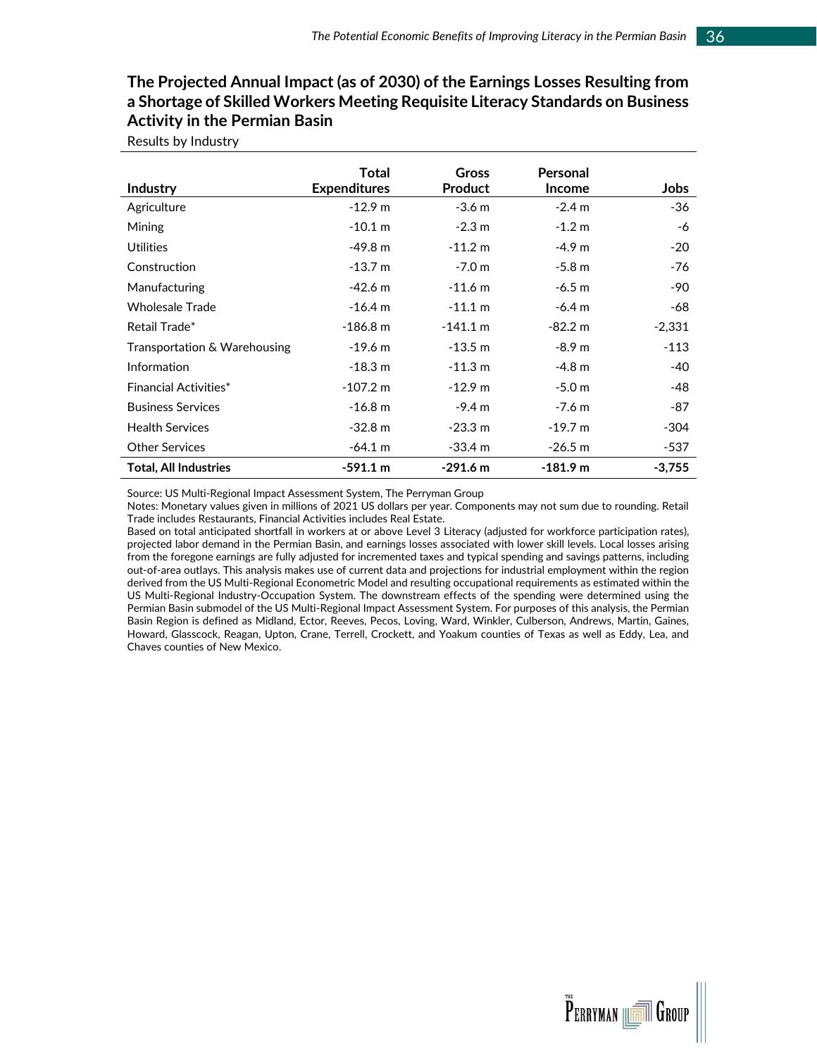## The Projected Annual Impact (as of 2030) of the Earnings Losses Resulting from a Shortage of Skilled Workers Meeting Requisite Literacy Standards on Business Activity in the Permian Basin

Results by Industry

| Industry | Total Expenditures | Gross Product | Personal Income | Jobs |
|---|---|---|---|---|
| Agriculture | -12.9 m | -3.6 m | -2.4 m | -36 |
| Mining | -10.1 m | -2.3 m | -1.2 m | -6 |
| Utilities | -49.8 m | -11.2 m | -4.9 m | -20 |
| Construction | -13.7 m | -7.0 m | -5.8 m | -76 |
| Manufacturing | -42.6 m | -11.6 m | -6.5 m | -90 |
| Wholesale Trade | -16.4 m | -11.1 m | -6.4 m | -68 |
| Retail Trade* | -186.8 m | -141.1 m | -82.2 m | -2,331 |
| Transportation & Warehousing | -19.6 m | -13.5 m | -8.9 m | -113 |
| Information | -18.3 m | -11.3 m | -4.8 m | -40 |
| Financial Activities* | -107.2 m | -12.9 m | -5.0 m | -48 |
| Business Services | -16.8 m | -9.4 m | -7.6 m | -87 |
| Health Services | -32.8 m | -23.3 m | -19.7 m | -304 |
| Other Services | -64.1 m | -33.4 m | -26.5 m | -537 |
| **Total, All Industries** | **-591.1 m** | **-291.6 m** | **-181.9 m** | **-3,755** |

Source: US Multi-Regional Impact Assessment System, The Perryman Group

Notes: Monetary values given in millions of 2021 US dollars per year. Components may not sum due to rounding. Retail Trade includes Restaurants, Financial Activities includes Real Estate.

Based on total anticipated shortfall in workers at or above Level 3 Literacy (adjusted for workforce participation rates), projected labor demand in the Permian Basin, and earnings losses associated with lower skill levels. Local losses arising from the foregone earnings are fully adjusted for incremented taxes and typical spending and savings patterns, including out-of-area outlays. This analysis makes use of current data and projections for industrial employment within the region derived from the US Multi-Regional Econometric Model and resulting occupational requirements as estimated within the US Multi-Regional Industry-Occupation System. The downstream effects of the spending were determined using the Permian Basin submodel of the US Multi-Regional Impact Assessment System. For purposes of this analysis, the Permian Basin Region is defined as Midland, Ector, Reeves, Pecos, Loving, Ward, Winkler, Culberson, Andrews, Martin, Gaines, Howard, Glasscock, Reagan, Upton, Crane, Terrell, Crockett, and Yoakum counties of Texas as well as Eddy, Lea, and Chaves counties of New Mexico.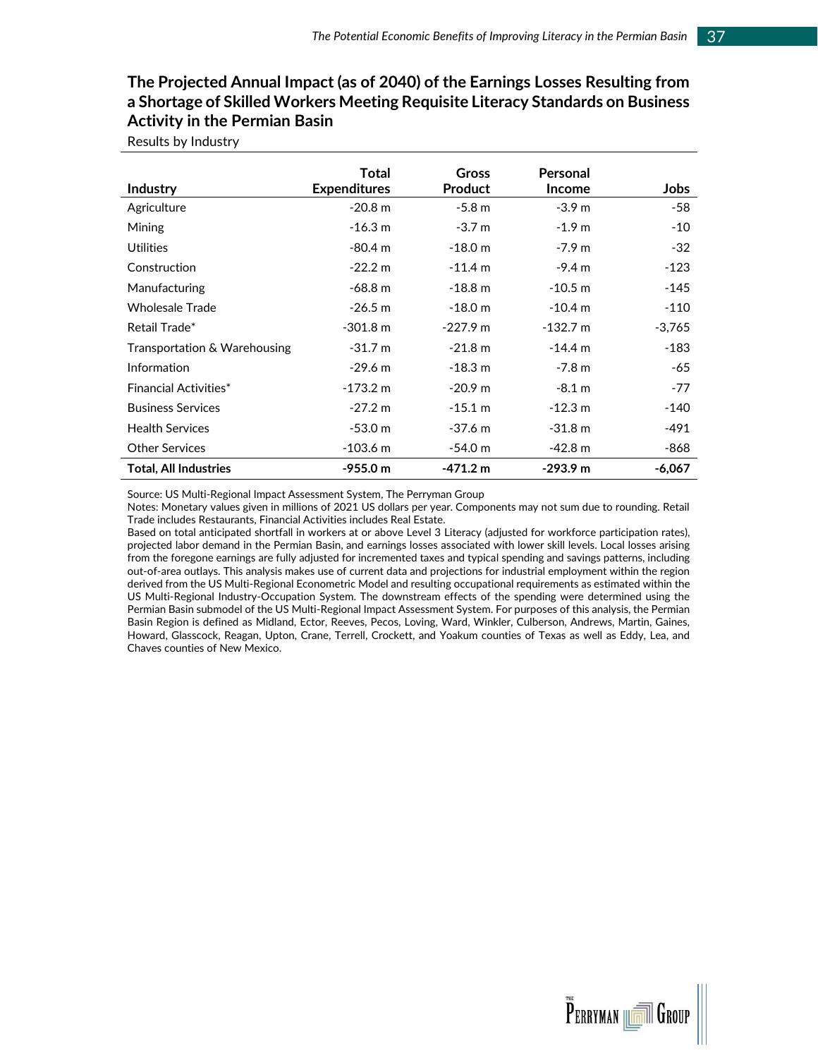## The Projected Annual Impact (as of 2040) of the Earnings Losses Resulting from a Shortage of Skilled Workers Meeting Requisite Literacy Standards on Business Activity in the Permian Basin

Results by Industry

| Industry | Total Expenditures | Gross Product | Personal Income | Jobs |
|---|---|---|---|---|
| Agriculture | -20.8 m | -5.8 m | -3.9 m | -58 |
| Mining | -16.3 m | -3.7 m | -1.9 m | -10 |
| Utilities | -80.4 m | -18.0 m | -7.9 m | -32 |
| Construction | -22.2 m | -11.4 m | -9.4 m | -123 |
| Manufacturing | -68.8 m | -18.8 m | -10.5 m | -145 |
| Wholesale Trade | -26.5 m | -18.0 m | -10.4 m | -110 |
| Retail Trade* | -301.8 m | -227.9 m | -132.7 m | -3,765 |
| Transportation & Warehousing | -31.7 m | -21.8 m | -14.4 m | -183 |
| Information | -29.6 m | -18.3 m | -7.8 m | -65 |
| Financial Activities* | -173.2 m | -20.9 m | -8.1 m | -77 |
| Business Services | -27.2 m | -15.1 m | -12.3 m | -140 |
| Health Services | -53.0 m | -37.6 m | -31.8 m | -491 |
| Other Services | -103.6 m | -54.0 m | -42.8 m | -868 |
| **Total, All Industries** | **-955.0 m** | **-471.2 m** | **-293.9 m** | **-6,067** |

Source: US Multi-Regional Impact Assessment System, The Perryman Group

Notes: Monetary values given in millions of 2021 US dollars per year. Components may not sum due to rounding. Retail Trade includes Restaurants, Financial Activities includes Real Estate.

Based on total anticipated shortfall in workers at or above Level 3 Literacy (adjusted for workforce participation rates), projected labor demand in the Permian Basin, and earnings losses associated with lower skill levels. Local losses arising from the foregone earnings are fully adjusted for incremented taxes and typical spending and savings patterns, including out-of-area outlays. This analysis makes use of current data and projections for industrial employment within the region derived from the US Multi-Regional Econometric Model and resulting occupational requirements as estimated within the US Multi-Regional Industry-Occupation System. The downstream effects of the spending were determined using the Permian Basin submodel of the US Multi-Regional Impact Assessment System. For purposes of this analysis, the Permian Basin Region is defined as Midland, Ector, Reeves, Pecos, Loving, Ward, Winkler, Culberson, Andrews, Martin, Gaines, Howard, Glasscock, Reagan, Upton, Crane, Terrell, Crockett, and Yoakum counties of Texas as well as Eddy, Lea, and Chaves counties of New Mexico.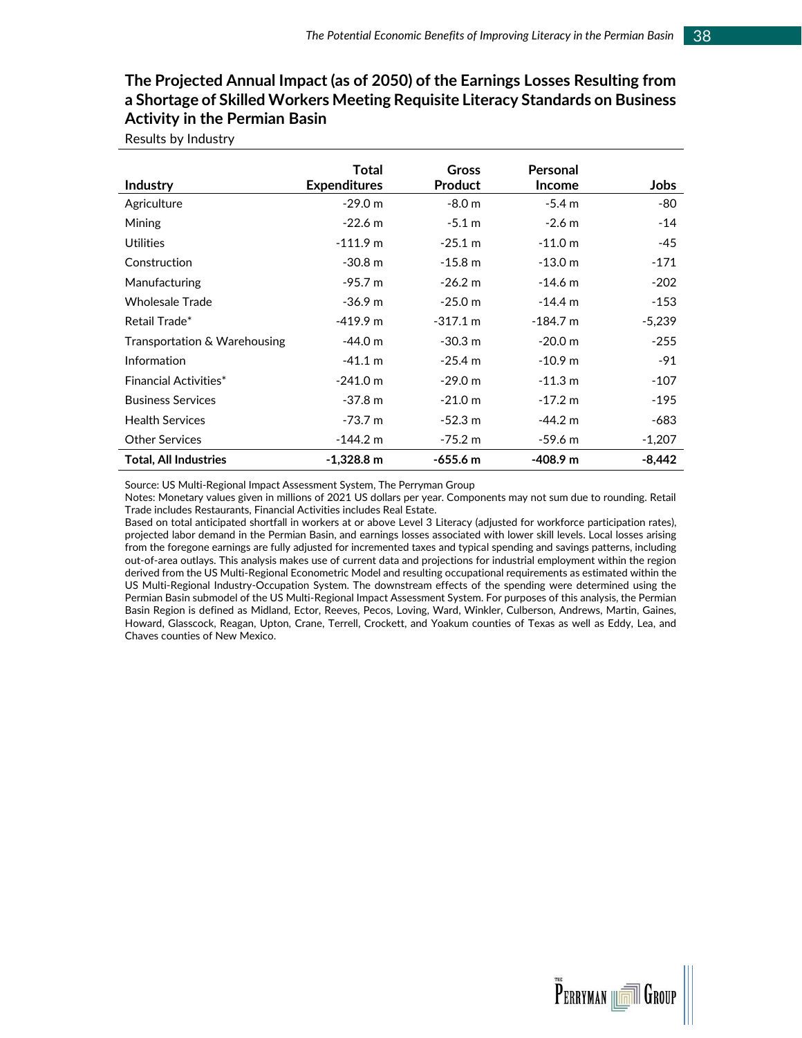## The Projected Annual Impact (as of 2050) of the Earnings Losses Resulting from a Shortage of Skilled Workers Meeting Requisite Literacy Standards on Business Activity in the Permian Basin

Results by Industry

| Industry | Total Expenditures | Gross Product | Personal Income | Jobs |
|---|---|---|---|---|
| Agriculture | -29.0 m | -8.0 m | -5.4 m | -80 |
| Mining | -22.6 m | -5.1 m | -2.6 m | -14 |
| Utilities | -111.9 m | -25.1 m | -11.0 m | -45 |
| Construction | -30.8 m | -15.8 m | -13.0 m | -171 |
| Manufacturing | -95.7 m | -26.2 m | -14.6 m | -202 |
| Wholesale Trade | -36.9 m | -25.0 m | -14.4 m | -153 |
| Retail Trade* | -419.9 m | -317.1 m | -184.7 m | -5,239 |
| Transportation & Warehousing | -44.0 m | -30.3 m | -20.0 m | -255 |
| Information | -41.1 m | -25.4 m | -10.9 m | -91 |
| Financial Activities* | -241.0 m | -29.0 m | -11.3 m | -107 |
| Business Services | -37.8 m | -21.0 m | -17.2 m | -195 |
| Health Services | -73.7 m | -52.3 m | -44.2 m | -683 |
| Other Services | -144.2 m | -75.2 m | -59.6 m | -1,207 |
| **Total, All Industries** | **-1,328.8 m** | **-655.6 m** | **-408.9 m** | **-8,442** |

Source: US Multi-Regional Impact Assessment System, The Perryman Group

Notes: Monetary values given in millions of 2021 US dollars per year. Components may not sum due to rounding. Retail Trade includes Restaurants, Financial Activities includes Real Estate.

Based on total anticipated shortfall in workers at or above Level 3 Literacy (adjusted for workforce participation rates), projected labor demand in the Permian Basin, and earnings losses associated with lower skill levels. Local losses arising from the foregone earnings are fully adjusted for incremented taxes and typical spending and savings patterns, including out-of-area outlays. This analysis makes use of current data and projections for industrial employment within the region derived from the US Multi-Regional Econometric Model and resulting occupational requirements as estimated within the US Multi-Regional Industry-Occupation System. The downstream effects of the spending were determined using the Permian Basin submodel of the US Multi-Regional Impact Assessment System. For purposes of this analysis, the Permian Basin Region is defined as Midland, Ector, Reeves, Pecos, Loving, Ward, Winkler, Culberson, Andrews, Martin, Gaines, Howard, Glasscock, Reagan, Upton, Crane, Terrell, Crockett, and Yoakum counties of Texas as well as Eddy, Lea, and Chaves counties of New Mexico.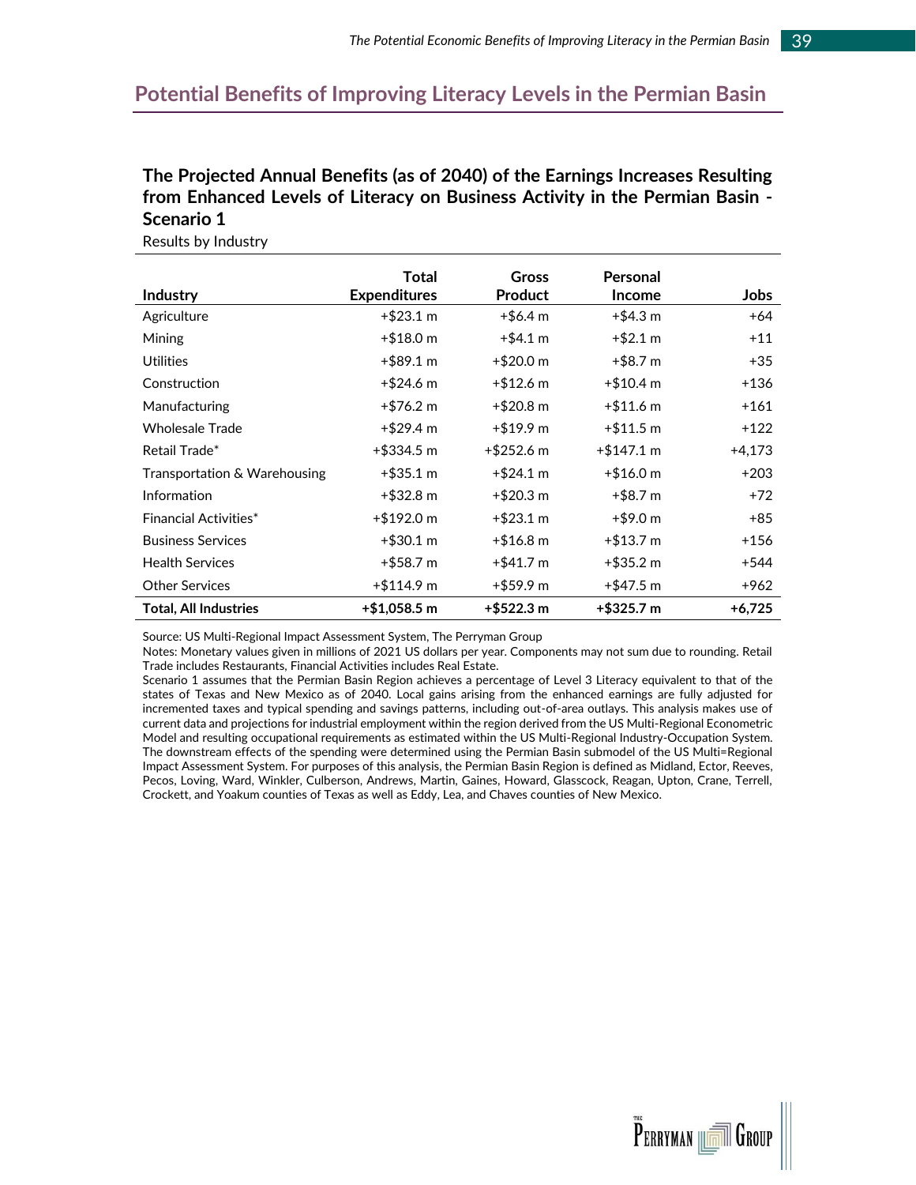## Potential Benefits of Improving Literacy Levels in the Permian Basin

### The Projected Annual Benefits (as of 2040) of the Earnings Increases Resulting from Enhanced Levels of Literacy on Business Activity in the Permian Basin - Scenario 1

Results by Industry

| Industry | Total Expenditures | Gross Product | Personal Income | Jobs |
|---|---|---|---|---|
| Agriculture | +$23.1 m | +$6.4 m | +$4.3 m | +64 |
| Mining | +$18.0 m | +$4.1 m | +$2.1 m | +11 |
| Utilities | +$89.1 m | +$20.0 m | +$8.7 m | +35 |
| Construction | +$24.6 m | +$12.6 m | +$10.4 m | +136 |
| Manufacturing | +$76.2 m | +$20.8 m | +$11.6 m | +161 |
| Wholesale Trade | +$29.4 m | +$19.9 m | +$11.5 m | +122 |
| Retail Trade* | +$334.5 m | +$252.6 m | +$147.1 m | +4,173 |
| Transportation & Warehousing | +$35.1 m | +$24.1 m | +$16.0 m | +203 |
| Information | +$32.8 m | +$20.3 m | +$8.7 m | +72 |
| Financial Activities* | +$192.0 m | +$23.1 m | +$9.0 m | +85 |
| Business Services | +$30.1 m | +$16.8 m | +$13.7 m | +156 |
| Health Services | +$58.7 m | +$41.7 m | +$35.2 m | +544 |
| Other Services | +$114.9 m | +$59.9 m | +$47.5 m | +962 |
| **Total, All Industries** | **+$1,058.5 m** | **+$522.3 m** | **+$325.7 m** | **+6,725** |

Source: US Multi-Regional Impact Assessment System, The Perryman Group

Notes: Monetary values given in millions of 2021 US dollars per year. Components may not sum due to rounding. Retail Trade includes Restaurants, Financial Activities includes Real Estate.

Scenario 1 assumes that the Permian Basin Region achieves a percentage of Level 3 Literacy equivalent to that of the states of Texas and New Mexico as of 2040. Local gains arising from the enhanced earnings are fully adjusted for incremented taxes and typical spending and savings patterns, including out-of-area outlays. This analysis makes use of current data and projections for industrial employment within the region derived from the US Multi-Regional Econometric Model and resulting occupational requirements as estimated within the US Multi-Regional Industry-Occupation System. The downstream effects of the spending were determined using the Permian Basin submodel of the US Multi=Regional Impact Assessment System. For purposes of this analysis, the Permian Basin Region is defined as Midland, Ector, Reeves, Pecos, Loving, Ward, Winkler, Culberson, Andrews, Martin, Gaines, Howard, Glasscock, Reagan, Upton, Crane, Terrell, Crockett, and Yoakum counties of Texas as well as Eddy, Lea, and Chaves counties of New Mexico.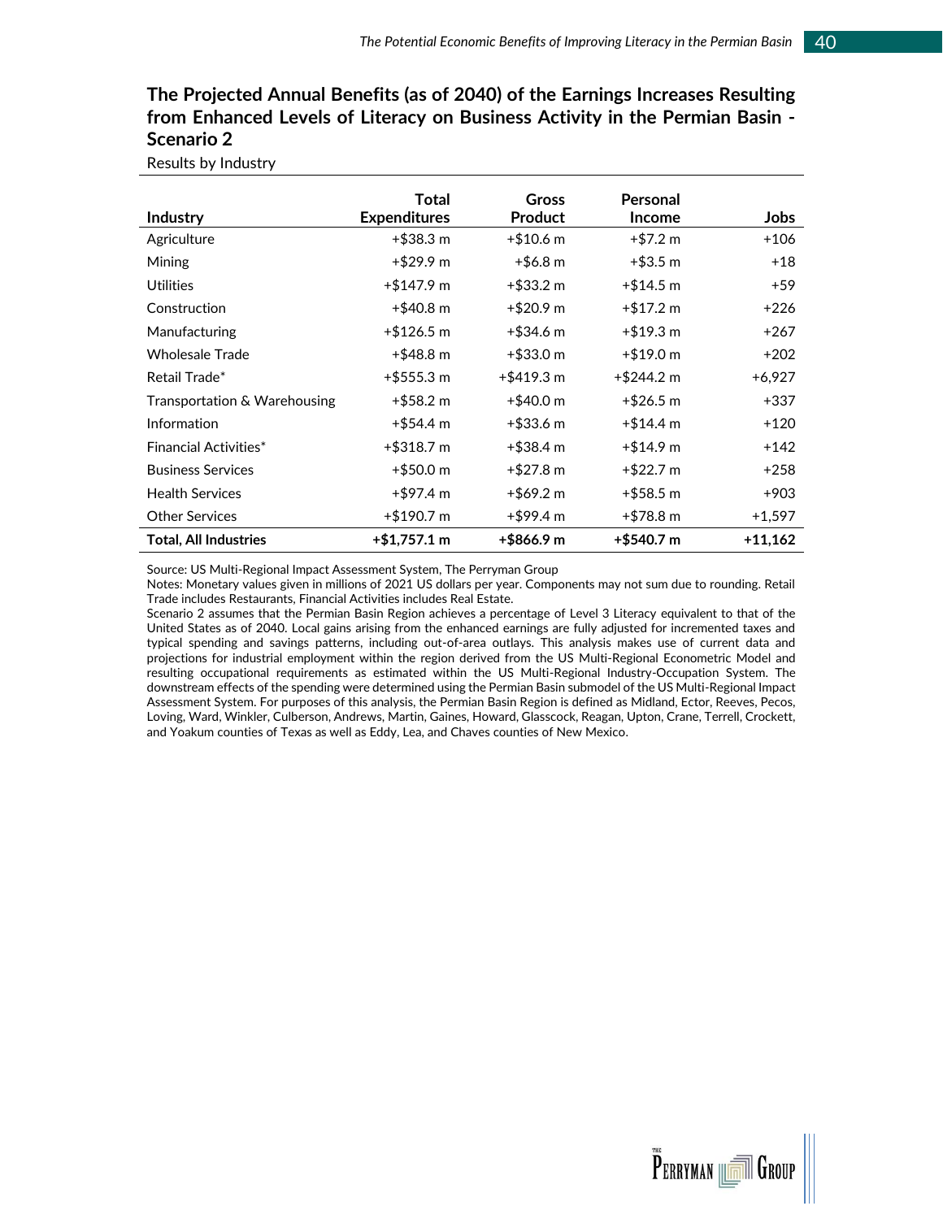## The Projected Annual Benefits (as of 2040) of the Earnings Increases Resulting from Enhanced Levels of Literacy on Business Activity in the Permian Basin - Scenario 2

Results by Industry

| Industry | Total Expenditures | Gross Product | Personal Income | Jobs |
|---|---|---|---|---|
| Agriculture | +$38.3 m | +$10.6 m | +$7.2 m | +106 |
| Mining | +$29.9 m | +$6.8 m | +$3.5 m | +18 |
| Utilities | +$147.9 m | +$33.2 m | +$14.5 m | +59 |
| Construction | +$40.8 m | +$20.9 m | +$17.2 m | +226 |
| Manufacturing | +$126.5 m | +$34.6 m | +$19.3 m | +267 |
| Wholesale Trade | +$48.8 m | +$33.0 m | +$19.0 m | +202 |
| Retail Trade* | +$555.3 m | +$419.3 m | +$244.2 m | +6,927 |
| Transportation & Warehousing | +$58.2 m | +$40.0 m | +$26.5 m | +337 |
| Information | +$54.4 m | +$33.6 m | +$14.4 m | +120 |
| Financial Activities* | +$318.7 m | +$38.4 m | +$14.9 m | +142 |
| Business Services | +$50.0 m | +$27.8 m | +$22.7 m | +258 |
| Health Services | +$97.4 m | +$69.2 m | +$58.5 m | +903 |
| Other Services | +$190.7 m | +$99.4 m | +$78.8 m | +1,597 |
| **Total, All Industries** | **+$1,757.1 m** | **+$866.9 m** | **+$540.7 m** | **+11,162** |

Source: US Multi-Regional Impact Assessment System, The Perryman Group

Notes: Monetary values given in millions of 2021 US dollars per year. Components may not sum due to rounding. Retail Trade includes Restaurants, Financial Activities includes Real Estate.

Scenario 2 assumes that the Permian Basin Region achieves a percentage of Level 3 Literacy equivalent to that of the United States as of 2040. Local gains arising from the enhanced earnings are fully adjusted for incremented taxes and typical spending and savings patterns, including out-of-area outlays. This analysis makes use of current data and projections for industrial employment within the region derived from the US Multi-Regional Econometric Model and resulting occupational requirements as estimated within the US Multi-Regional Industry-Occupation System. The downstream effects of the spending were determined using the Permian Basin submodel of the US Multi-Regional Impact Assessment System. For purposes of this analysis, the Permian Basin Region is defined as Midland, Ector, Reeves, Pecos, Loving, Ward, Winkler, Culberson, Andrews, Martin, Gaines, Howard, Glasscock, Reagan, Upton, Crane, Terrell, Crockett, and Yoakum counties of Texas as well as Eddy, Lea, and Chaves counties of New Mexico.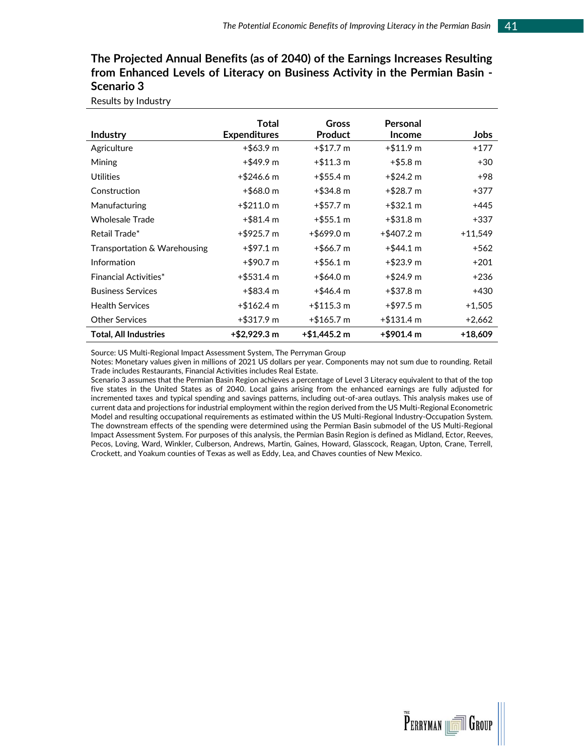## The Projected Annual Benefits (as of 2040) of the Earnings Increases Resulting from Enhanced Levels of Literacy on Business Activity in the Permian Basin - Scenario 3

Results by Industry

| Industry | Total Expenditures | Gross Product | Personal Income | Jobs |
|---|---|---|---|---|
| Agriculture | +$63.9 m | +$17.7 m | +$11.9 m | +177 |
| Mining | +$49.9 m | +$11.3 m | +$5.8 m | +30 |
| Utilities | +$246.6 m | +$55.4 m | +$24.2 m | +98 |
| Construction | +$68.0 m | +$34.8 m | +$28.7 m | +377 |
| Manufacturing | +$211.0 m | +$57.7 m | +$32.1 m | +445 |
| Wholesale Trade | +$81.4 m | +$55.1 m | +$31.8 m | +337 |
| Retail Trade* | +$925.7 m | +$699.0 m | +$407.2 m | +11,549 |
| Transportation & Warehousing | +$97.1 m | +$66.7 m | +$44.1 m | +562 |
| Information | +$90.7 m | +$56.1 m | +$23.9 m | +201 |
| Financial Activities* | +$531.4 m | +$64.0 m | +$24.9 m | +236 |
| Business Services | +$83.4 m | +$46.4 m | +$37.8 m | +430 |
| Health Services | +$162.4 m | +$115.3 m | +$97.5 m | +1,505 |
| Other Services | +$317.9 m | +$165.7 m | +$131.4 m | +2,662 |
| **Total, All Industries** | **+$2,929.3 m** | **+$1,445.2 m** | **+$901.4 m** | **+18,609** |

Source: US Multi-Regional Impact Assessment System, The Perryman Group

Notes: Monetary values given in millions of 2021 US dollars per year. Components may not sum due to rounding. Retail Trade includes Restaurants, Financial Activities includes Real Estate.

Scenario 3 assumes that the Permian Basin Region achieves a percentage of Level 3 Literacy equivalent to that of the top five states in the United States as of 2040. Local gains arising from the enhanced earnings are fully adjusted for incremented taxes and typical spending and savings patterns, including out-of-area outlays. This analysis makes use of current data and projections for industrial employment within the region derived from the US Multi-Regional Econometric Model and resulting occupational requirements as estimated within the US Multi-Regional Industry-Occupation System. The downstream effects of the spending were determined using the Permian Basin submodel of the US Multi-Regional Impact Assessment System. For purposes of this analysis, the Permian Basin Region is defined as Midland, Ector, Reeves, Pecos, Loving, Ward, Winkler, Culberson, Andrews, Martin, Gaines, Howard, Glasscock, Reagan, Upton, Crane, Terrell, Crockett, and Yoakum counties of Texas as well as Eddy, Lea, and Chaves counties of New Mexico.